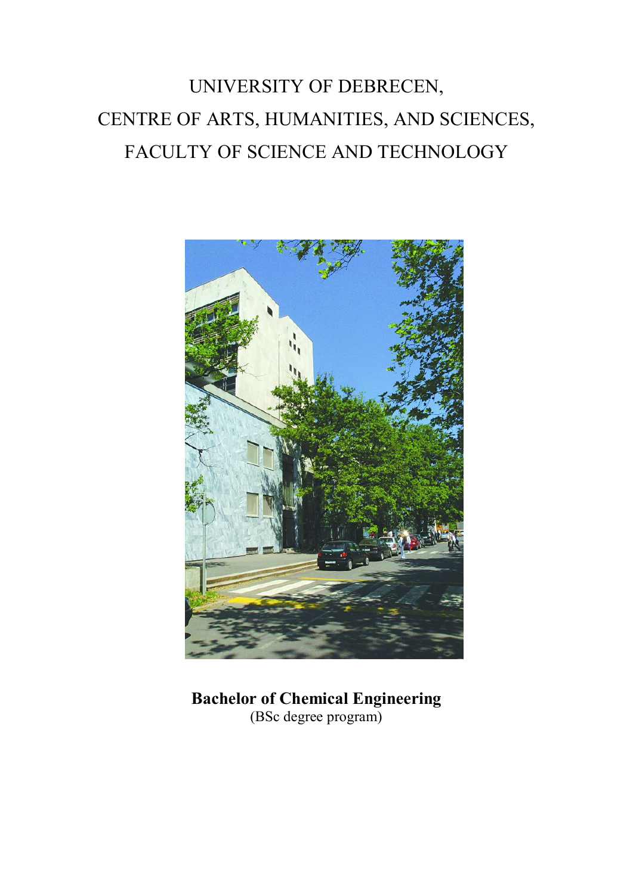# UNIVERSITY OF DEBRECEN,
# CENTRE OF ARTS, HUMANITIES, AND SCIENCES,
# FACULTY OF SCIENCE AND TECHNOLOGY

**Bachelor of Chemical Engineering**
(BSc degree program)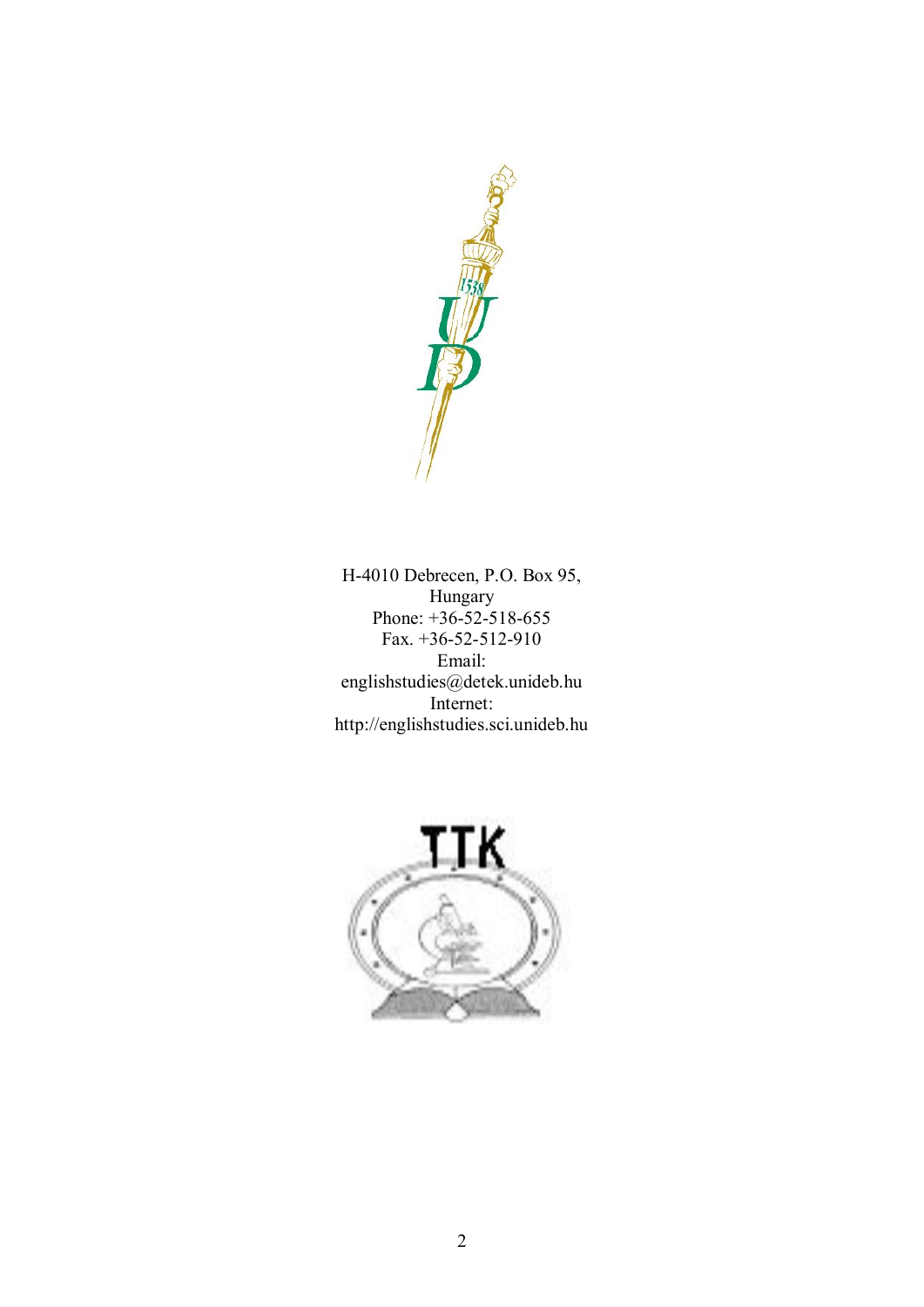H-4010 Debrecen, P.O. Box 95,
Hungary
Phone: +36-52-518-655
Fax. +36-52-512-910
Email:
englishstudies@detek.unideb.hu
Internet:
http://englishstudies.sci.unideb.hu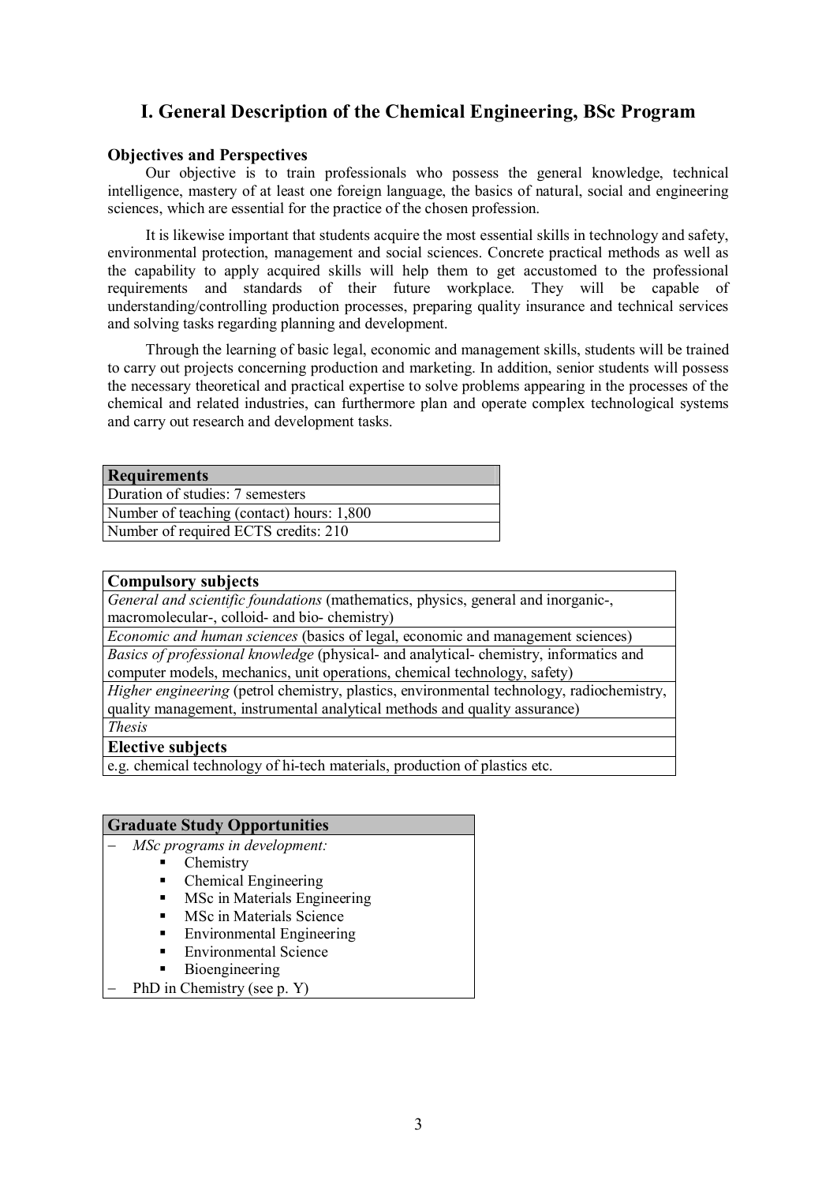# I. General Description of the Chemical Engineering, BSc Program

### Objectives and Perspectives

Our objective is to train professionals who possess the general knowledge, technical intelligence, mastery of at least one foreign language, the basics of natural, social and engineering sciences, which are essential for the practice of the chosen profession.

It is likewise important that students acquire the most essential skills in technology and safety, environmental protection, management and social sciences. Concrete practical methods as well as the capability to apply acquired skills will help them to get accustomed to the professional requirements and standards of their future workplace. They will be capable of understanding/controlling production processes, preparing quality insurance and technical services and solving tasks regarding planning and development.

Through the learning of basic legal, economic and management skills, students will be trained to carry out projects concerning production and marketing. In addition, senior students will possess the necessary theoretical and practical expertise to solve problems appearing in the processes of the chemical and related industries, can furthermore plan and operate complex technological systems and carry out research and development tasks.

| **Requirements** |
|---|
| Duration of studies: 7 semesters |
| Number of teaching (contact) hours: 1,800 |
| Number of required ECTS credits: 210 |

| **Compulsory subjects** |
|---|
| *General and scientific foundations* (mathematics, physics, general and inorganic-, macromolecular-, colloid- and bio- chemistry) |
| *Economic and human sciences* (basics of legal, economic and management sciences) |
| *Basics of professional knowledge* (physical- and analytical- chemistry, informatics and computer models, mechanics, unit operations, chemical technology, safety) |
| *Higher engineering* (petrol chemistry, plastics, environmental technology, radiochemistry, quality management, instrumental analytical methods and quality assurance) |
| *Thesis* |
| **Elective subjects** |
| e.g. chemical technology of hi-tech materials, production of plastics etc. |

**Graduate Study Opportunities**

- *MSc programs in development:*
  - Chemistry
  - Chemical Engineering
  - MSc in Materials Engineering
  - MSc in Materials Science
  - Environmental Engineering
  - Environmental Science
  - Bioengineering
- PhD in Chemistry (see p. Y)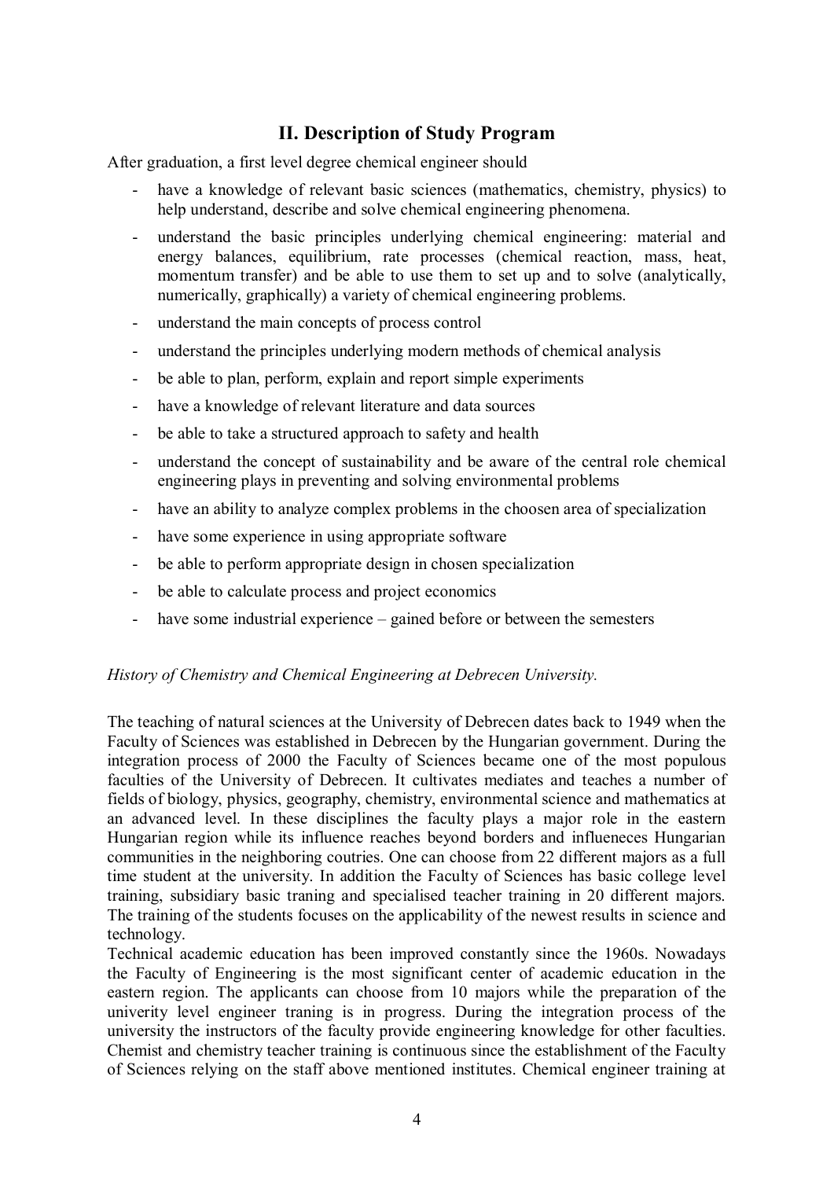## II. Description of Study Program

After graduation, a first level degree chemical engineer should

- have a knowledge of relevant basic sciences (mathematics, chemistry, physics) to help understand, describe and solve chemical engineering phenomena.
- understand the basic principles underlying chemical engineering: material and energy balances, equilibrium, rate processes (chemical reaction, mass, heat, momentum transfer) and be able to use them to set up and to solve (analytically, numerically, graphically) a variety of chemical engineering problems.
- understand the main concepts of process control
- understand the principles underlying modern methods of chemical analysis
- be able to plan, perform, explain and report simple experiments
- have a knowledge of relevant literature and data sources
- be able to take a structured approach to safety and health
- understand the concept of sustainability and be aware of the central role chemical engineering plays in preventing and solving environmental problems
- have an ability to analyze complex problems in the choosen area of specialization
- have some experience in using appropriate software
- be able to perform appropriate design in chosen specialization
- be able to calculate process and project economics
- have some industrial experience – gained before or between the semesters

*History of Chemistry and Chemical Engineering at Debrecen University.*

The teaching of natural sciences at the University of Debrecen dates back to 1949 when the Faculty of Sciences was established in Debrecen by the Hungarian government. During the integration process of 2000 the Faculty of Sciences became one of the most populous faculties of the University of Debrecen. It cultivates mediates and teaches a number of fields of biology, physics, geography, chemistry, environmental science and mathematics at an advanced level. In these disciplines the faculty plays a major role in the eastern Hungarian region while its influence reaches beyond borders and influeneces Hungarian communities in the neighboring coutries. One can choose from 22 different majors as a full time student at the university. In addition the Faculty of Sciences has basic college level training, subsidiary basic traning and specialised teacher training in 20 different majors. The training of the students focuses on the applicability of the newest results in science and technology.
Technical academic education has been improved constantly since the 1960s. Nowadays the Faculty of Engineering is the most significant center of academic education in the eastern region. The applicants can choose from 10 majors while the preparation of the univerity level engineer traning is in progress. During the integration process of the university the instructors of the faculty provide engineering knowledge for other faculties. Chemist and chemistry teacher training is continuous since the establishment of the Faculty of Sciences relying on the staff above mentioned institutes. Chemical engineer training at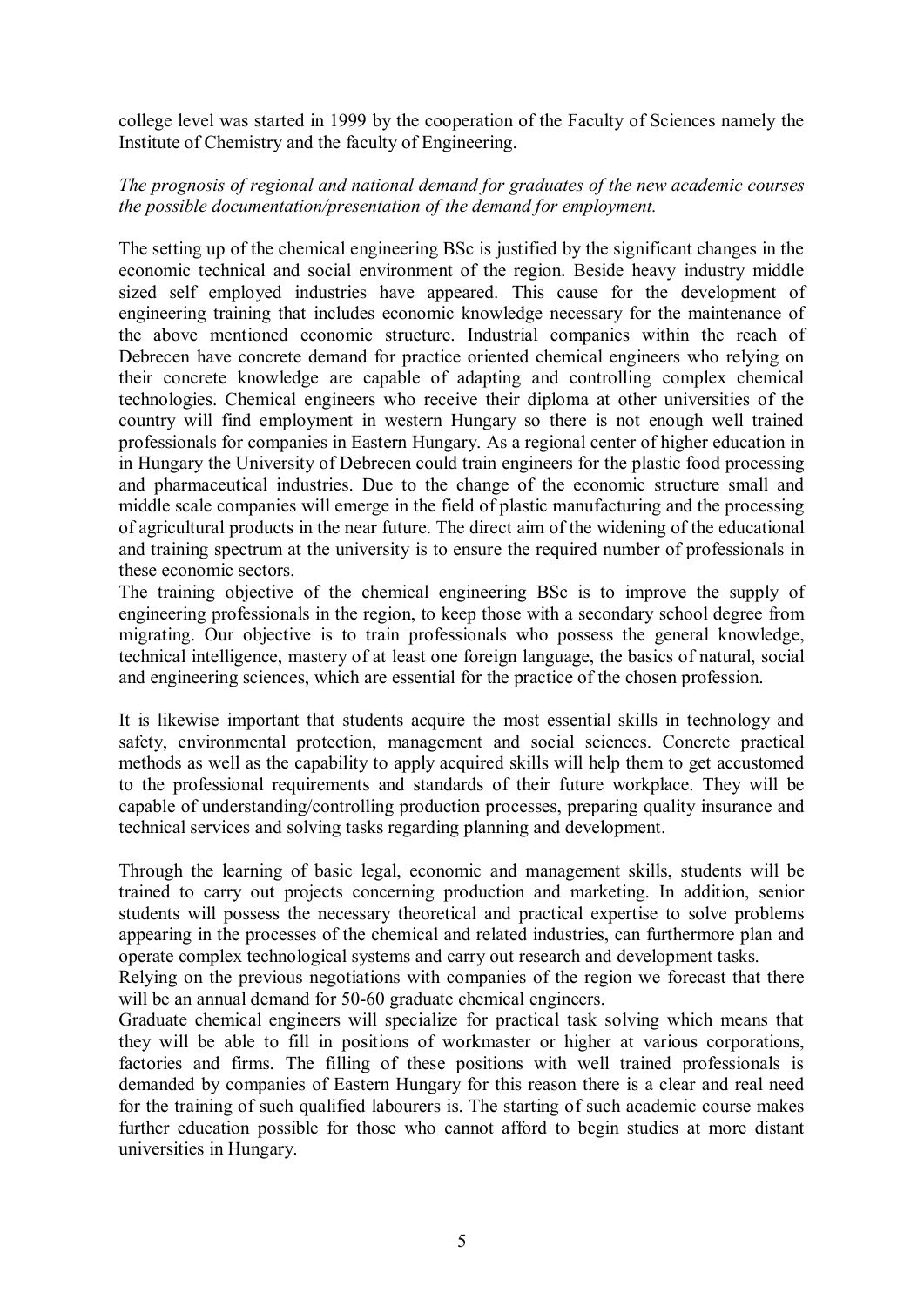college level was started in 1999 by the cooperation of the Faculty of Sciences namely the Institute of Chemistry and the faculty of Engineering.

*The prognosis of regional and national demand for graduates of the new academic courses the possible documentation/presentation of the demand for employment.*

The setting up of the chemical engineering BSc is justified by the significant changes in the economic technical and social environment of the region. Beside heavy industry middle sized self employed industries have appeared. This cause for the development of engineering training that includes economic knowledge necessary for the maintenance of the above mentioned economic structure. Industrial companies within the reach of Debrecen have concrete demand for practice oriented chemical engineers who relying on their concrete knowledge are capable of adapting and controlling complex chemical technologies. Chemical engineers who receive their diploma at other universities of the country will find employment in western Hungary so there is not enough well trained professionals for companies in Eastern Hungary. As a regional center of higher education in in Hungary the University of Debrecen could train engineers for the plastic food processing and pharmaceutical industries. Due to the change of the economic structure small and middle scale companies will emerge in the field of plastic manufacturing and the processing of agricultural products in the near future. The direct aim of the widening of the educational and training spectrum at the university is to ensure the required number of professionals in these economic sectors.

The training objective of the chemical engineering BSc is to improve the supply of engineering professionals in the region, to keep those with a secondary school degree from migrating. Our objective is to train professionals who possess the general knowledge, technical intelligence, mastery of at least one foreign language, the basics of natural, social and engineering sciences, which are essential for the practice of the chosen profession.

It is likewise important that students acquire the most essential skills in technology and safety, environmental protection, management and social sciences. Concrete practical methods as well as the capability to apply acquired skills will help them to get accustomed to the professional requirements and standards of their future workplace. They will be capable of understanding/controlling production processes, preparing quality insurance and technical services and solving tasks regarding planning and development.

Through the learning of basic legal, economic and management skills, students will be trained to carry out projects concerning production and marketing. In addition, senior students will possess the necessary theoretical and practical expertise to solve problems appearing in the processes of the chemical and related industries, can furthermore plan and operate complex technological systems and carry out research and development tasks.

Relying on the previous negotiations with companies of the region we forecast that there will be an annual demand for 50-60 graduate chemical engineers.

Graduate chemical engineers will specialize for practical task solving which means that they will be able to fill in positions of workmaster or higher at various corporations, factories and firms. The filling of these positions with well trained professionals is demanded by companies of Eastern Hungary for this reason there is a clear and real need for the training of such qualified labourers is. The starting of such academic course makes further education possible for those who cannot afford to begin studies at more distant universities in Hungary.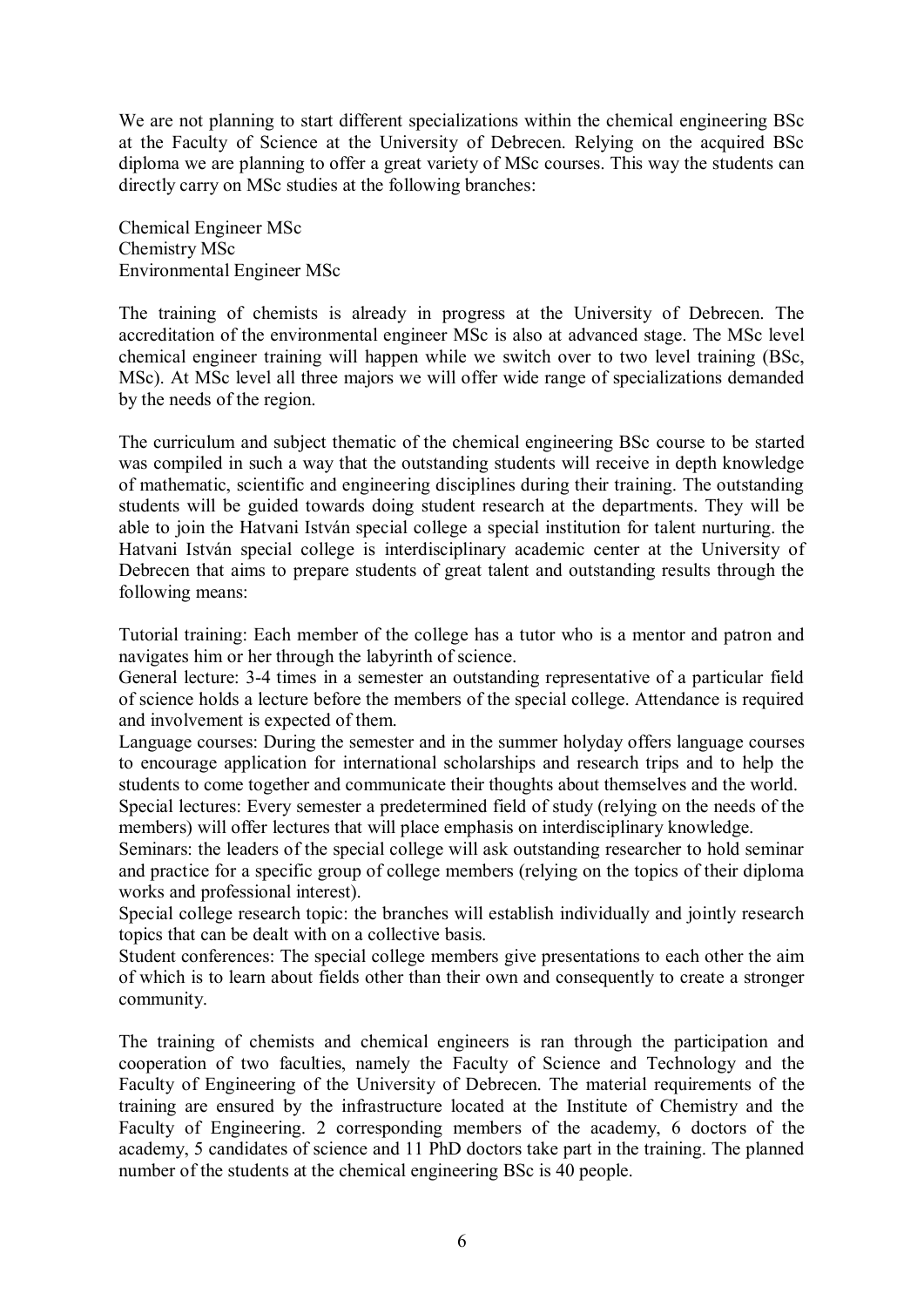We are not planning to start different specializations within the chemical engineering BSc at the Faculty of Science at the University of Debrecen. Relying on the acquired BSc diploma we are planning to offer a great variety of MSc courses. This way the students can directly carry on MSc studies at the following branches:

Chemical Engineer MSc
Chemistry MSc
Environmental Engineer MSc

The training of chemists is already in progress at the University of Debrecen. The accreditation of the environmental engineer MSc is also at advanced stage. The MSc level chemical engineer training will happen while we switch over to two level training (BSc, MSc). At MSc level all three majors we will offer wide range of specializations demanded by the needs of the region.

The curriculum and subject thematic of the chemical engineering BSc course to be started was compiled in such a way that the outstanding students will receive in depth knowledge of mathematic, scientific and engineering disciplines during their training. The outstanding students will be guided towards doing student research at the departments. They will be able to join the Hatvani István special college a special institution for talent nurturing. the Hatvani István special college is interdisciplinary academic center at the University of Debrecen that aims to prepare students of great talent and outstanding results through the following means:

Tutorial training: Each member of the college has a tutor who is a mentor and patron and navigates him or her through the labyrinth of science.
General lecture: 3-4 times in a semester an outstanding representative of a particular field of science holds a lecture before the members of the special college. Attendance is required and involvement is expected of them.
Language courses: During the semester and in the summer holyday offers language courses to encourage application for international scholarships and research trips and to help the students to come together and communicate their thoughts about themselves and the world.
Special lectures: Every semester a predetermined field of study (relying on the needs of the members) will offer lectures that will place emphasis on interdisciplinary knowledge.
Seminars: the leaders of the special college will ask outstanding researcher to hold seminar and practice for a specific group of college members (relying on the topics of their diploma works and professional interest).
Special college research topic: the branches will establish individually and jointly research topics that can be dealt with on a collective basis.
Student conferences: The special college members give presentations to each other the aim of which is to learn about fields other than their own and consequently to create a stronger community.

The training of chemists and chemical engineers is ran through the participation and cooperation of two faculties, namely the Faculty of Science and Technology and the Faculty of Engineering of the University of Debrecen. The material requirements of the training are ensured by the infrastructure located at the Institute of Chemistry and the Faculty of Engineering. 2 corresponding members of the academy, 6 doctors of the academy, 5 candidates of science and 11 PhD doctors take part in the training. The planned number of the students at the chemical engineering BSc is 40 people.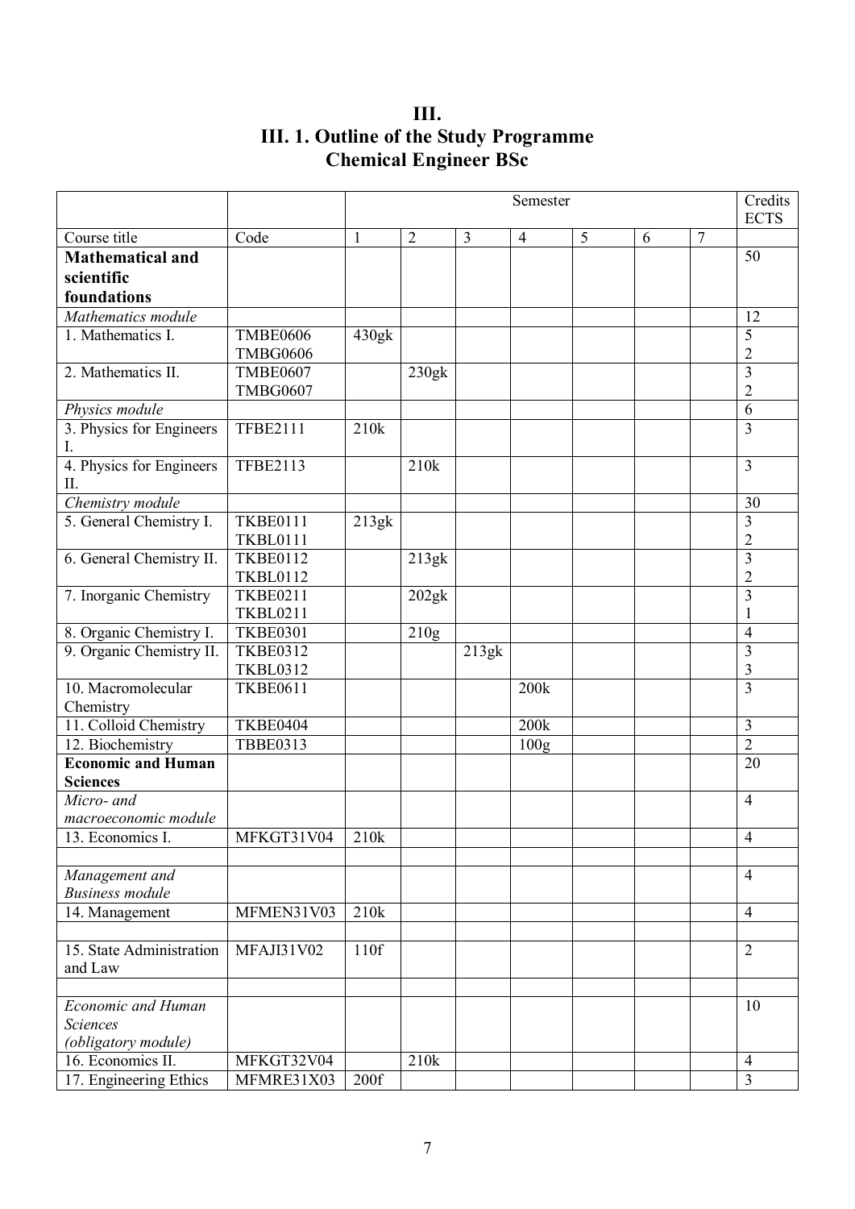# III.
## III. 1. Outline of the Study Programme
## Chemical Engineer BSc

| | | Semester | | | | | | | Credits ECTS |
|---|---|---|---|---|---|---|---|---|---|
| Course title | Code | 1 | 2 | 3 | 4 | 5 | 6 | 7 | |
| **Mathematical and scientific foundations** | | | | | | | | | 50 |
| *Mathematics module* | | | | | | | | | 12 |
| 1. Mathematics I. | TMBE0606 TMBG0606 | 430gk | | | | | | | 5 2 |
| 2. Mathematics II. | TMBE0607 TMBG0607 | | 230gk | | | | | | 3 2 |
| *Physics module* | | | | | | | | | 6 |
| 3. Physics for Engineers I. | TFBE2111 | 210k | | | | | | | 3 |
| 4. Physics for Engineers II. | TFBE2113 | | 210k | | | | | | 3 |
| *Chemistry module* | | | | | | | | | 30 |
| 5. General Chemistry I. | TKBE0111 TKBL0111 | 213gk | | | | | | | 3 2 |
| 6. General Chemistry II. | TKBE0112 TKBL0112 | | 213gk | | | | | | 3 2 |
| 7. Inorganic Chemistry | TKBE0211 TKBL0211 | | 202gk | | | | | | 3 1 |
| 8. Organic Chemistry I. | TKBE0301 | | 210g | | | | | | 4 |
| 9. Organic Chemistry II. | TKBE0312 TKBL0312 | | | 213gk | | | | | 3 3 |
| 10. Macromolecular Chemistry | TKBE0611 | | | | 200k | | | | 3 |
| 11. Colloid Chemistry | TKBE0404 | | | | 200k | | | | 3 |
| 12. Biochemistry | TBBE0313 | | | | 100g | | | | 2 |
| **Economic and Human Sciences** | | | | | | | | | 20 |
| *Micro- and macroeconomic module* | | | | | | | | | 4 |
| 13. Economics I. | MFKGT31V04 | 210k | | | | | | | 4 |
| | | | | | | | | | |
| *Management and Business module* | | | | | | | | | 4 |
| 14. Management | MFMEN31V03 | 210k | | | | | | | 4 |
| | | | | | | | | | |
| 15. State Administration and Law | MFAJI31V02 | 110f | | | | | | | 2 |
| | | | | | | | | | |
| *Economic and Human Sciences (obligatory module)* | | | | | | | | | 10 |
| 16. Economics II. | MFKGT32V04 | | 210k | | | | | | 4 |
| 17. Engineering Ethics | MFMRE31X03 | 200f | | | | | | | 3 |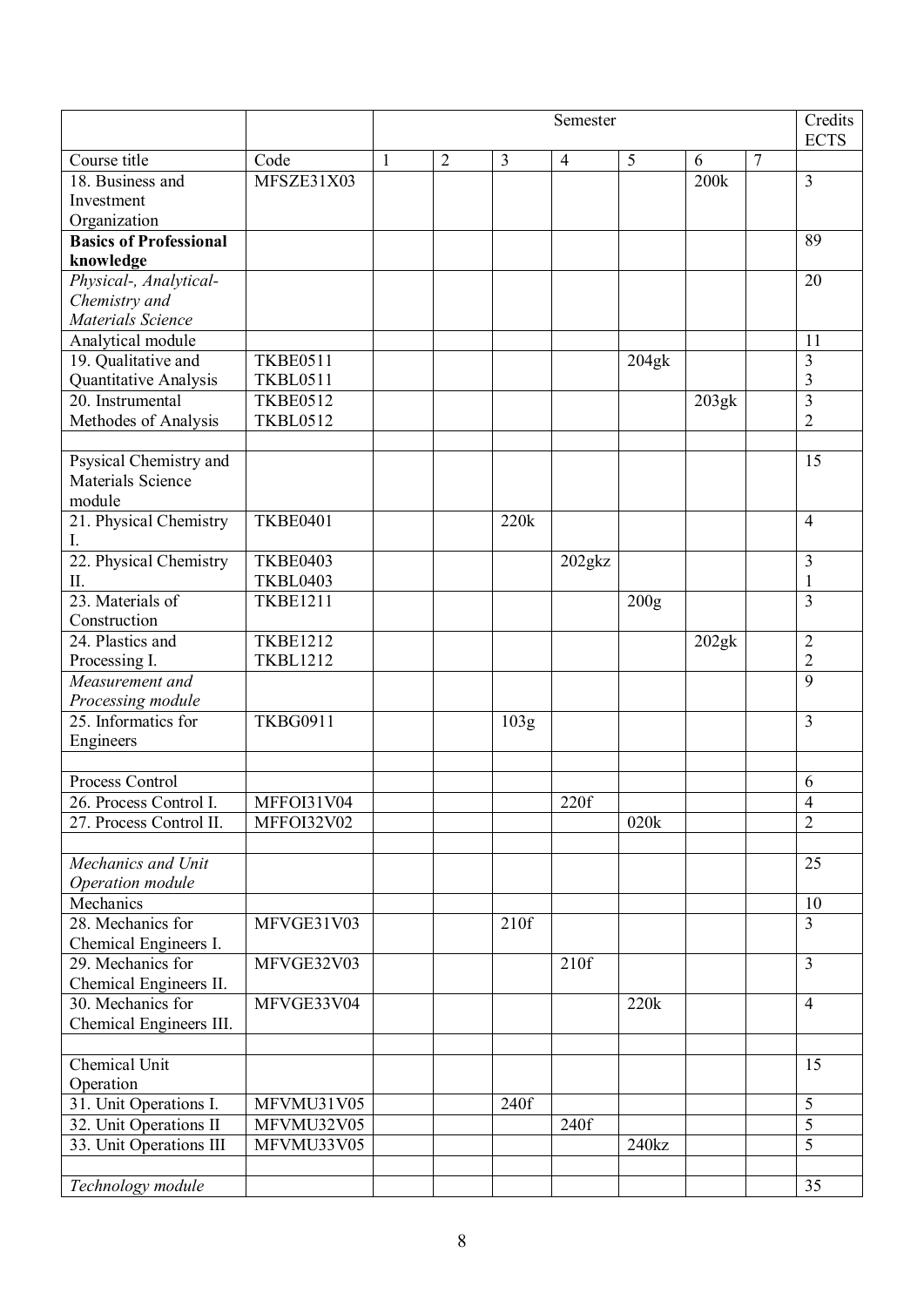| | | Semester | | | | | | | Credits ECTS |
|---|---|---|---|---|---|---|---|---|---|
| Course title | Code | 1 | 2 | 3 | 4 | 5 | 6 | 7 | |
| 18. Business and Investment Organization | MFSZE31X03 | | | | | | 200k | | 3 |
| **Basics of Professional knowledge** | | | | | | | | | 89 |
| *Physical-, Analytical-Chemistry and Materials Science* | | | | | | | | | 20 |
| Analytical module | | | | | | | | | 11 |
| 19. Qualitative and Quantitative Analysis | TKBE0511 TKBL0511 | | | | | 204gk | | | 3 3 |
| 20. Instrumental Methodes of Analysis | TKBE0512 TKBL0512 | | | | | | 203gk | | 3 2 |
| | | | | | | | | | |
| Psysical Chemistry and Materials Science module | | | | | | | | | 15 |
| 21. Physical Chemistry I. | TKBE0401 | | | 220k | | | | | 4 |
| 22. Physical Chemistry II. | TKBE0403 TKBL0403 | | | | 202gkz | | | | 3 1 |
| 23. Materials of Construction | TKBE1211 | | | | | 200g | | | 3 |
| 24. Plastics and Processing I. | TKBE1212 TKBL1212 | | | | | | 202gk | | 2 2 |
| *Measurement and Processing module* | | | | | | | | | 9 |
| 25. Informatics for Engineers | TKBG0911 | | | 103g | | | | | 3 |
| | | | | | | | | | |
| Process Control | | | | | | | | | 6 |
| 26. Process Control I. | MFFOI31V04 | | | | 220f | | | | 4 |
| 27. Process Control II. | MFFOI32V02 | | | | | 020k | | | 2 |
| | | | | | | | | | |
| *Mechanics and Unit Operation module* | | | | | | | | | 25 |
| Mechanics | | | | | | | | | 10 |
| 28. Mechanics for Chemical Engineers I. | MFVGE31V03 | | | 210f | | | | | 3 |
| 29. Mechanics for Chemical Engineers II. | MFVGE32V03 | | | | 210f | | | | 3 |
| 30. Mechanics for Chemical Engineers III. | MFVGE33V04 | | | | | 220k | | | 4 |
| | | | | | | | | | |
| Chemical Unit Operation | | | | | | | | | 15 |
| 31. Unit Operations I. | MFVMU31V05 | | | 240f | | | | | 5 |
| 32. Unit Operations II | MFVMU32V05 | | | | 240f | | | | 5 |
| 33. Unit Operations III | MFVMU33V05 | | | | | 240kz | | | 5 |
| | | | | | | | | | |
| *Technology module* | | | | | | | | | 35 |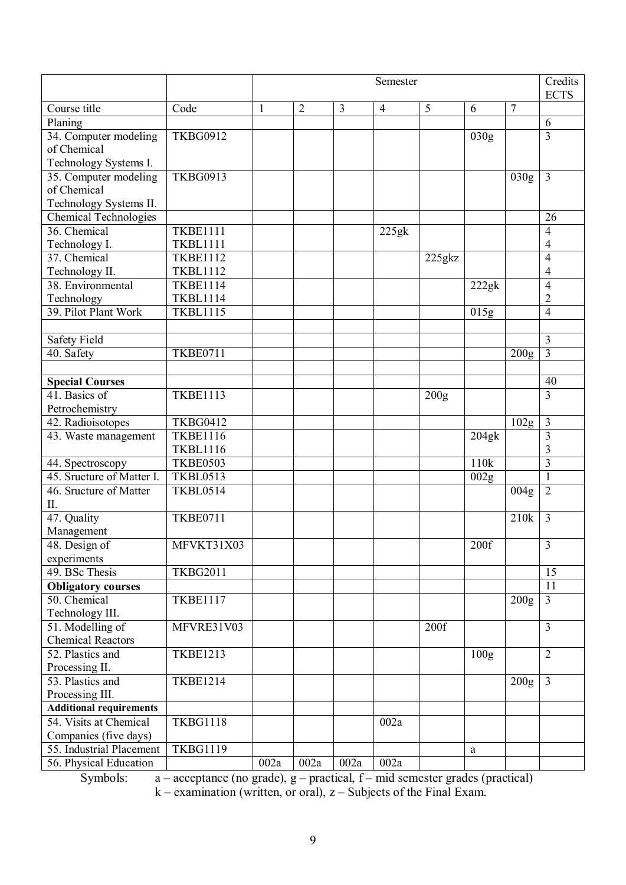| | | Semester | | | | | | | Credits ECTS |
|---|---|---|---|---|---|---|---|---|---|
| Course title | Code | 1 | 2 | 3 | 4 | 5 | 6 | 7 | |
| Planing | | | | | | | | | 6 |
| 34. Computer modeling of Chemical Technology Systems I. | TKBG0912 | | | | | | 030g | | 3 |
| 35. Computer modeling of Chemical Technology Systems II. | TKBG0913 | | | | | | | 030g | 3 |
| Chemical Technologies | | | | | | | | | 26 |
| 36. Chemical Technology I. | TKBE1111<br>TKBL1111 | | | | 225gk | | | | 4<br>4 |
| 37. Chemical Technology II. | TKBE1112<br>TKBL1112 | | | | | 225gkz | | | 4<br>4 |
| 38. Environmental Technology | TKBE1114<br>TKBL1114 | | | | | | 222gk | | 4<br>2 |
| 39. Pilot Plant Work | TKBL1115 | | | | | | 015g | | 4 |
| | | | | | | | | | |
| Safety Field | | | | | | | | | 3 |
| 40. Safety | TKBE0711 | | | | | | | 200g | 3 |
| | | | | | | | | | |
| **Special Courses** | | | | | | | | | 40 |
| 41. Basics of Petrochemistry | TKBE1113 | | | | | 200g | | | 3 |
| 42. Radioisotopes | TKBG0412 | | | | | | | 102g | 3 |
| 43. Waste management | TKBE1116<br>TKBL1116 | | | | | | 204gk | | 3<br>3 |
| 44. Spectroscopy | TKBE0503 | | | | | | 110k | | 3 |
| 45. Sructure of Matter I. | TKBL0513 | | | | | | 002g | | 1 |
| 46. Sructure of Matter II. | TKBL0514 | | | | | | | 004g | 2 |
| 47. Quality Management | TKBE0711 | | | | | | | 210k | 3 |
| 48. Design of experiments | MFVKT31X03 | | | | | | 200f | | 3 |
| 49. BSc Thesis | TKBG2011 | | | | | | | | 15 |
| **Obligatory courses** | | | | | | | | | 11 |
| 50. Chemical Technology III. | TKBE1117 | | | | | | | 200g | 3 |
| 51. Modelling of Chemical Reactors | MFVRE31V03 | | | | | 200f | | | 3 |
| 52. Plastics and Processing II. | TKBE1213 | | | | | | 100g | | 2 |
| 53. Plastics and Processing III. | TKBE1214 | | | | | | | 200g | 3 |
| **Additional requirements** | | | | | | | | | |
| 54. Visits at Chemical Companies (five days) | TKBG1118 | | | | 002a | | | | |
| 55. Industrial Placement | TKBG1119 | | | | | | a | | |
| 56. Physical Education | | 002a | 002a | 002a | 002a | | | | |

Symbols: a – acceptance (no grade), g – practical, f – mid semester grades (practical)
k – examination (written, or oral), z – Subjects of the Final Exam.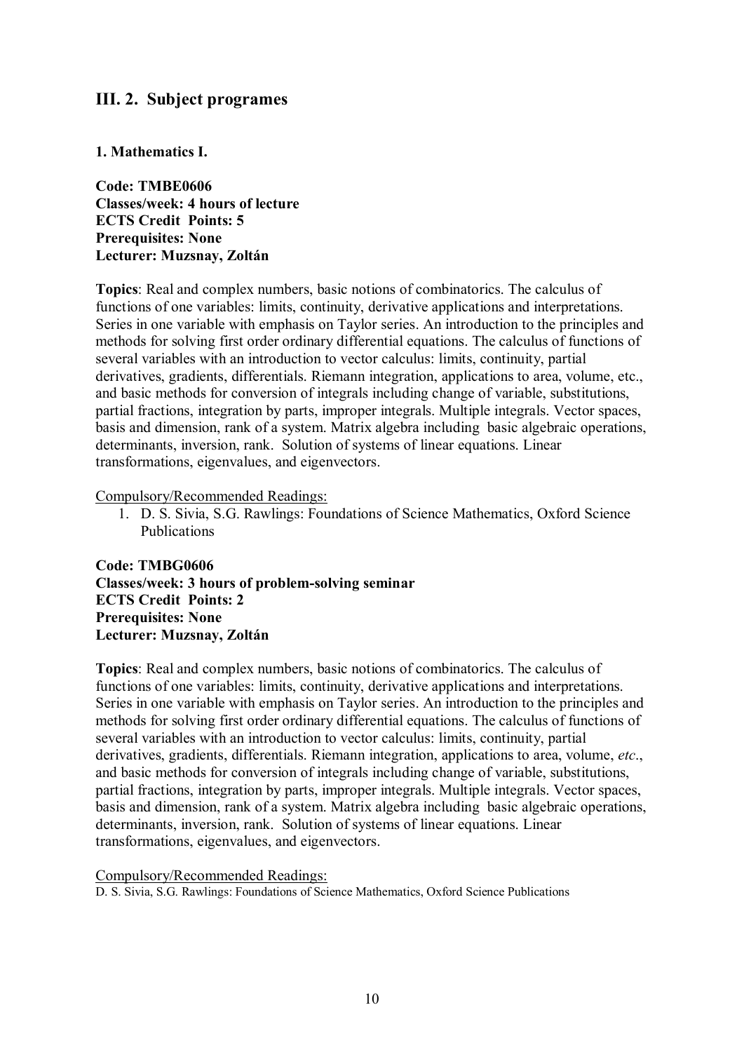## III. 2. Subject programes

### 1. Mathematics I.

**Code: TMBE0606**
**Classes/week: 4 hours of lecture**
**ECTS Credit Points: 5**
**Prerequisites: None**
**Lecturer: Muzsnay, Zoltán**

**Topics**: Real and complex numbers, basic notions of combinatorics. The calculus of functions of one variables: limits, continuity, derivative applications and interpretations. Series in one variable with emphasis on Taylor series. An introduction to the principles and methods for solving first order ordinary differential equations. The calculus of functions of several variables with an introduction to vector calculus: limits, continuity, partial derivatives, gradients, differentials. Riemann integration, applications to area, volume, etc., and basic methods for conversion of integrals including change of variable, substitutions, partial fractions, integration by parts, improper integrals. Multiple integrals. Vector spaces, basis and dimension, rank of a system. Matrix algebra including basic algebraic operations, determinants, inversion, rank. Solution of systems of linear equations. Linear transformations, eigenvalues, and eigenvectors.

Compulsory/Recommended Readings:

1. D. S. Sivia, S.G. Rawlings: Foundations of Science Mathematics, Oxford Science Publications

**Code: TMBG0606**
**Classes/week: 3 hours of problem-solving seminar**
**ECTS Credit Points: 2**
**Prerequisites: None**
**Lecturer: Muzsnay, Zoltán**

**Topics**: Real and complex numbers, basic notions of combinatorics. The calculus of functions of one variables: limits, continuity, derivative applications and interpretations. Series in one variable with emphasis on Taylor series. An introduction to the principles and methods for solving first order ordinary differential equations. The calculus of functions of several variables with an introduction to vector calculus: limits, continuity, partial derivatives, gradients, differentials. Riemann integration, applications to area, volume, *etc*., and basic methods for conversion of integrals including change of variable, substitutions, partial fractions, integration by parts, improper integrals. Multiple integrals. Vector spaces, basis and dimension, rank of a system. Matrix algebra including basic algebraic operations, determinants, inversion, rank. Solution of systems of linear equations. Linear transformations, eigenvalues, and eigenvectors.

Compulsory/Recommended Readings:

D. S. Sivia, S.G. Rawlings: Foundations of Science Mathematics, Oxford Science Publications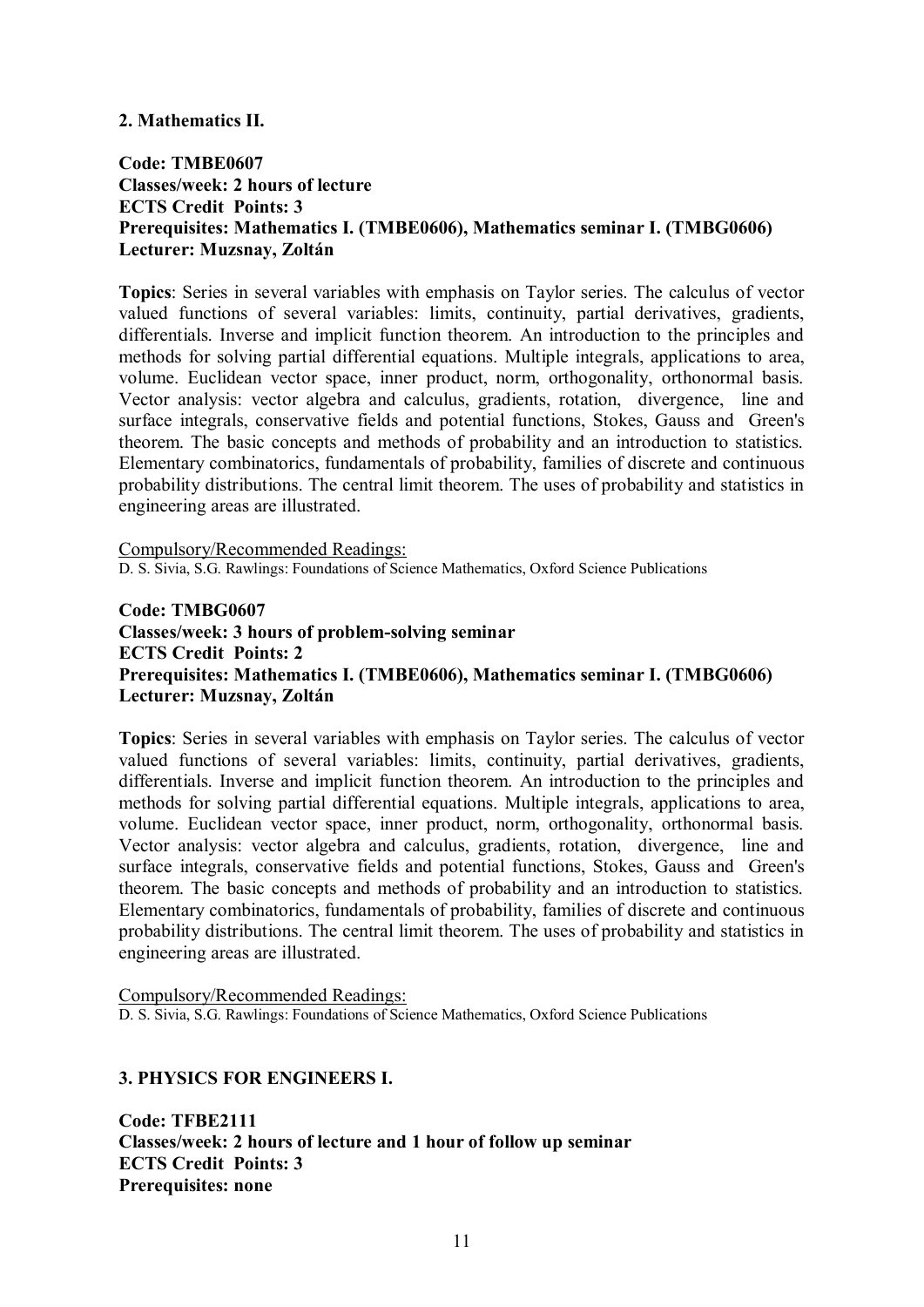## 2. Mathematics II.

**Code: TMBE0607**
**Classes/week: 2 hours of lecture**
**ECTS Credit Points: 3**
**Prerequisites: Mathematics I. (TMBE0606), Mathematics seminar I. (TMBG0606)**
**Lecturer: Muzsnay, Zoltán**

**Topics**: Series in several variables with emphasis on Taylor series. The calculus of vector valued functions of several variables: limits, continuity, partial derivatives, gradients, differentials. Inverse and implicit function theorem. An introduction to the principles and methods for solving partial differential equations. Multiple integrals, applications to area, volume. Euclidean vector space, inner product, norm, orthogonality, orthonormal basis. Vector analysis: vector algebra and calculus, gradients, rotation, divergence, line and surface integrals, conservative fields and potential functions, Stokes, Gauss and Green's theorem. The basic concepts and methods of probability and an introduction to statistics. Elementary combinatorics, fundamentals of probability, families of discrete and continuous probability distributions. The central limit theorem. The uses of probability and statistics in engineering areas are illustrated.

Compulsory/Recommended Readings:
D. S. Sivia, S.G. Rawlings: Foundations of Science Mathematics, Oxford Science Publications

**Code: TMBG0607**
**Classes/week: 3 hours of problem-solving seminar**
**ECTS Credit Points: 2**
**Prerequisites: Mathematics I. (TMBE0606), Mathematics seminar I. (TMBG0606)**
**Lecturer: Muzsnay, Zoltán**

**Topics**: Series in several variables with emphasis on Taylor series. The calculus of vector valued functions of several variables: limits, continuity, partial derivatives, gradients, differentials. Inverse and implicit function theorem. An introduction to the principles and methods for solving partial differential equations. Multiple integrals, applications to area, volume. Euclidean vector space, inner product, norm, orthogonality, orthonormal basis. Vector analysis: vector algebra and calculus, gradients, rotation, divergence, line and surface integrals, conservative fields and potential functions, Stokes, Gauss and Green's theorem. The basic concepts and methods of probability and an introduction to statistics. Elementary combinatorics, fundamentals of probability, families of discrete and continuous probability distributions. The central limit theorem. The uses of probability and statistics in engineering areas are illustrated.

Compulsory/Recommended Readings:
D. S. Sivia, S.G. Rawlings: Foundations of Science Mathematics, Oxford Science Publications

## 3. PHYSICS FOR ENGINEERS I.

**Code: TFBE2111**
**Classes/week: 2 hours of lecture and 1 hour of follow up seminar**
**ECTS Credit Points: 3**
**Prerequisites: none**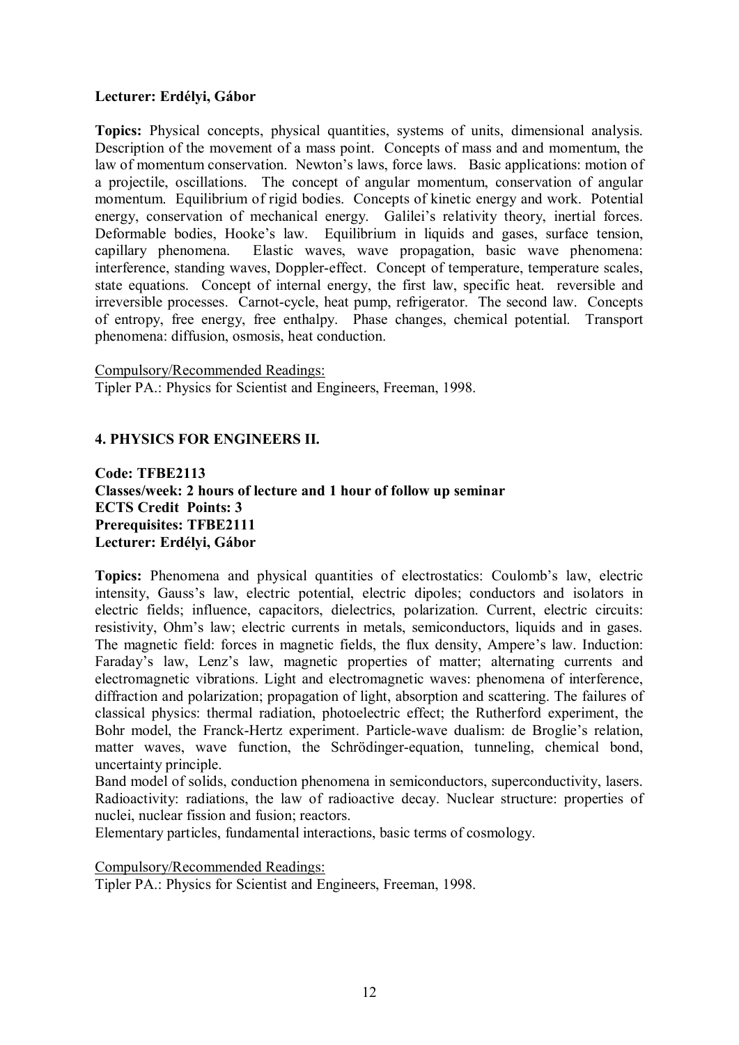**Lecturer: Erdélyi, Gábor**

**Topics:** Physical concepts, physical quantities, systems of units, dimensional analysis. Description of the movement of a mass point. Concepts of mass and and momentum, the law of momentum conservation. Newton's laws, force laws. Basic applications: motion of a projectile, oscillations. The concept of angular momentum, conservation of angular momentum. Equilibrium of rigid bodies. Concepts of kinetic energy and work. Potential energy, conservation of mechanical energy. Galilei's relativity theory, inertial forces. Deformable bodies, Hooke's law. Equilibrium in liquids and gases, surface tension, capillary phenomena. Elastic waves, wave propagation, basic wave phenomena: interference, standing waves, Doppler-effect. Concept of temperature, temperature scales, state equations. Concept of internal energy, the first law, specific heat. reversible and irreversible processes. Carnot-cycle, heat pump, refrigerator. The second law. Concepts of entropy, free energy, free enthalpy. Phase changes, chemical potential. Transport phenomena: diffusion, osmosis, heat conduction.

Compulsory/Recommended Readings:
Tipler PA.: Physics for Scientist and Engineers, Freeman, 1998.

## 4. PHYSICS FOR ENGINEERS II.

**Code: TFBE2113**
**Classes/week: 2 hours of lecture and 1 hour of follow up seminar**
**ECTS Credit Points: 3**
**Prerequisites: TFBE2111**
**Lecturer: Erdélyi, Gábor**

**Topics:** Phenomena and physical quantities of electrostatics: Coulomb's law, electric intensity, Gauss's law, electric potential, electric dipoles; conductors and isolators in electric fields; influence, capacitors, dielectrics, polarization. Current, electric circuits: resistivity, Ohm's law; electric currents in metals, semiconductors, liquids and in gases. The magnetic field: forces in magnetic fields, the flux density, Ampere's law. Induction: Faraday's law, Lenz's law, magnetic properties of matter; alternating currents and electromagnetic vibrations. Light and electromagnetic waves: phenomena of interference, diffraction and polarization; propagation of light, absorption and scattering. The failures of classical physics: thermal radiation, photoelectric effect; the Rutherford experiment, the Bohr model, the Franck-Hertz experiment. Particle-wave dualism: de Broglie's relation, matter waves, wave function, the Schrödinger-equation, tunneling, chemical bond, uncertainty principle.
Band model of solids, conduction phenomena in semiconductors, superconductivity, lasers. Radioactivity: radiations, the law of radioactive decay. Nuclear structure: properties of nuclei, nuclear fission and fusion; reactors.
Elementary particles, fundamental interactions, basic terms of cosmology.

Compulsory/Recommended Readings:
Tipler PA.: Physics for Scientist and Engineers, Freeman, 1998.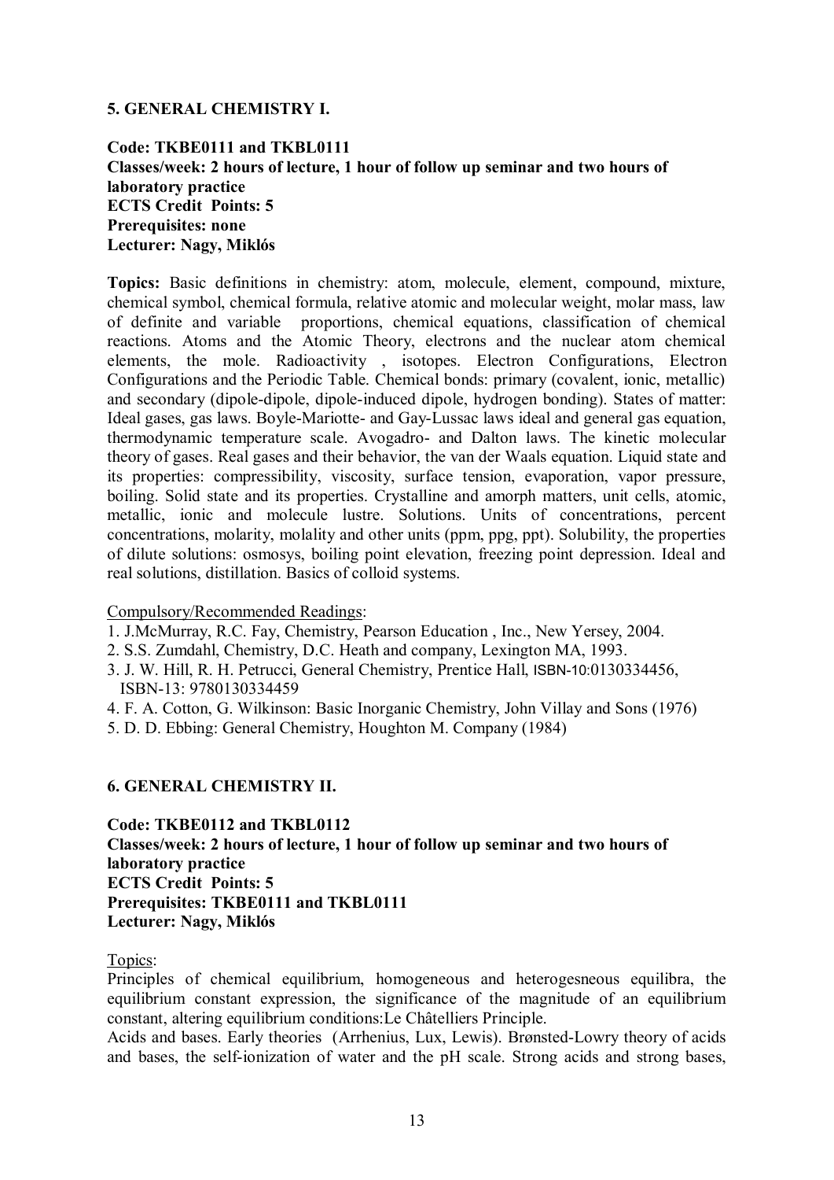## 5. GENERAL CHEMISTRY I.

**Code: TKBE0111 and TKBL0111**
**Classes/week: 2 hours of lecture, 1 hour of follow up seminar and two hours of laboratory practice**
**ECTS Credit Points: 5**
**Prerequisites: none**
**Lecturer: Nagy, Miklós**

**Topics:** Basic definitions in chemistry: atom, molecule, element, compound, mixture, chemical symbol, chemical formula, relative atomic and molecular weight, molar mass, law of definite and variable proportions, chemical equations, classification of chemical reactions. Atoms and the Atomic Theory, electrons and the nuclear atom chemical elements, the mole. Radioactivity , isotopes. Electron Configurations, Electron Configurations and the Periodic Table. Chemical bonds: primary (covalent, ionic, metallic) and secondary (dipole-dipole, dipole-induced dipole, hydrogen bonding). States of matter: Ideal gases, gas laws. Boyle-Mariotte- and Gay-Lussac laws ideal and general gas equation, thermodynamic temperature scale. Avogadro- and Dalton laws. The kinetic molecular theory of gases. Real gases and their behavior, the van der Waals equation. Liquid state and its properties: compressibility, viscosity, surface tension, evaporation, vapor pressure, boiling. Solid state and its properties. Crystalline and amorph matters, unit cells, atomic, metallic, ionic and molecule lustre. Solutions. Units of concentrations, percent concentrations, molarity, molality and other units (ppm, ppg, ppt). Solubility, the properties of dilute solutions: osmosys, boiling point elevation, freezing point depression. Ideal and real solutions, distillation. Basics of colloid systems.

Compulsory/Recommended Readings:

1. J.McMurray, R.C. Fay, Chemistry, Pearson Education , Inc., New Yersey, 2004.
2. S.S. Zumdahl, Chemistry, D.C. Heath and company, Lexington MA, 1993.
3. J. W. Hill, R. H. Petrucci, General Chemistry, Prentice Hall, ISBN-10:0130334456, ISBN-13: 9780130334459
4. F. A. Cotton, G. Wilkinson: Basic Inorganic Chemistry, John Villay and Sons (1976)
5. D. D. Ebbing: General Chemistry, Houghton M. Company (1984)

## 6. GENERAL CHEMISTRY II.

**Code: TKBE0112 and TKBL0112**
**Classes/week: 2 hours of lecture, 1 hour of follow up seminar and two hours of laboratory practice**
**ECTS Credit Points: 5**
**Prerequisites: TKBE0111 and TKBL0111**
**Lecturer: Nagy, Miklós**

Topics:

Principles of chemical equilibrium, homogeneous and heterogesneous equilibra, the equilibrium constant expression, the significance of the magnitude of an equilibrium constant, altering equilibrium conditions:Le Châtelliers Principle.

Acids and bases. Early theories (Arrhenius, Lux, Lewis). Brønsted-Lowry theory of acids and bases, the self-ionization of water and the pH scale. Strong acids and strong bases,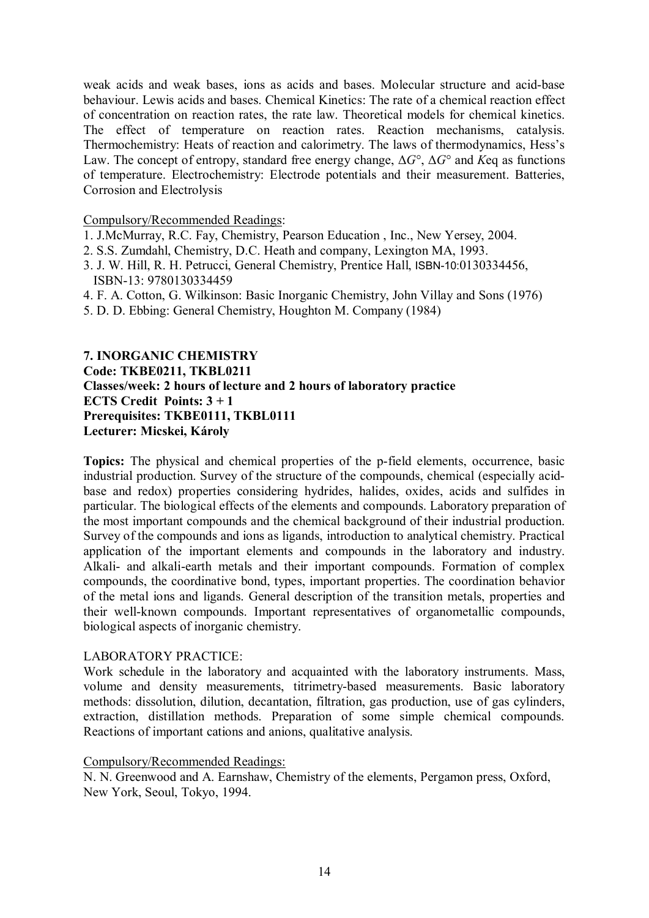weak acids and weak bases, ions as acids and bases. Molecular structure and acid-base behaviour. Lewis acids and bases. Chemical Kinetics: The rate of a chemical reaction effect of concentration on reaction rates, the rate law. Theoretical models for chemical kinetics. The effect of temperature on reaction rates. Reaction mechanisms, catalysis. Thermochemistry: Heats of reaction and calorimetry. The laws of thermodynamics, Hess's Law. The concept of entropy, standard free energy change, $\Delta G°$, $\Delta G°$ and $K$eq as functions of temperature. Electrochemistry: Electrode potentials and their measurement. Batteries, Corrosion and Electrolysis

Compulsory/Recommended Readings:

1. J.McMurray, R.C. Fay, Chemistry, Pearson Education , Inc., New Yersey, 2004.
2. S.S. Zumdahl, Chemistry, D.C. Heath and company, Lexington MA, 1993.
3. J. W. Hill, R. H. Petrucci, General Chemistry, Prentice Hall, ISBN-10:0130334456, ISBN-13: 9780130334459
4. F. A. Cotton, G. Wilkinson: Basic Inorganic Chemistry, John Villay and Sons (1976)
5. D. D. Ebbing: General Chemistry, Houghton M. Company (1984)

**7. INORGANIC CHEMISTRY**
**Code: TKBE0211, TKBL0211**
**Classes/week: 2 hours of lecture and 2 hours of laboratory practice**
**ECTS Credit Points: 3 + 1**
**Prerequisites: TKBE0111, TKBL0111**
**Lecturer: Micskei, Károly**

**Topics:** The physical and chemical properties of the p-field elements, occurrence, basic industrial production. Survey of the structure of the compounds, chemical (especially acid-base and redox) properties considering hydrides, halides, oxides, acids and sulfides in particular. The biological effects of the elements and compounds. Laboratory preparation of the most important compounds and the chemical background of their industrial production. Survey of the compounds and ions as ligands, introduction to analytical chemistry. Practical application of the important elements and compounds in the laboratory and industry. Alkali- and alkali-earth metals and their important compounds. Formation of complex compounds, the coordinative bond, types, important properties. The coordination behavior of the metal ions and ligands. General description of the transition metals, properties and their well-known compounds. Important representatives of organometallic compounds, biological aspects of inorganic chemistry.

LABORATORY PRACTICE:

Work schedule in the laboratory and acquainted with the laboratory instruments. Mass, volume and density measurements, titrimetry-based measurements. Basic laboratory methods: dissolution, dilution, decantation, filtration, gas production, use of gas cylinders, extraction, distillation methods. Preparation of some simple chemical compounds. Reactions of important cations and anions, qualitative analysis.

Compulsory/Recommended Readings:

N. N. Greenwood and A. Earnshaw, Chemistry of the elements, Pergamon press, Oxford, New York, Seoul, Tokyo, 1994.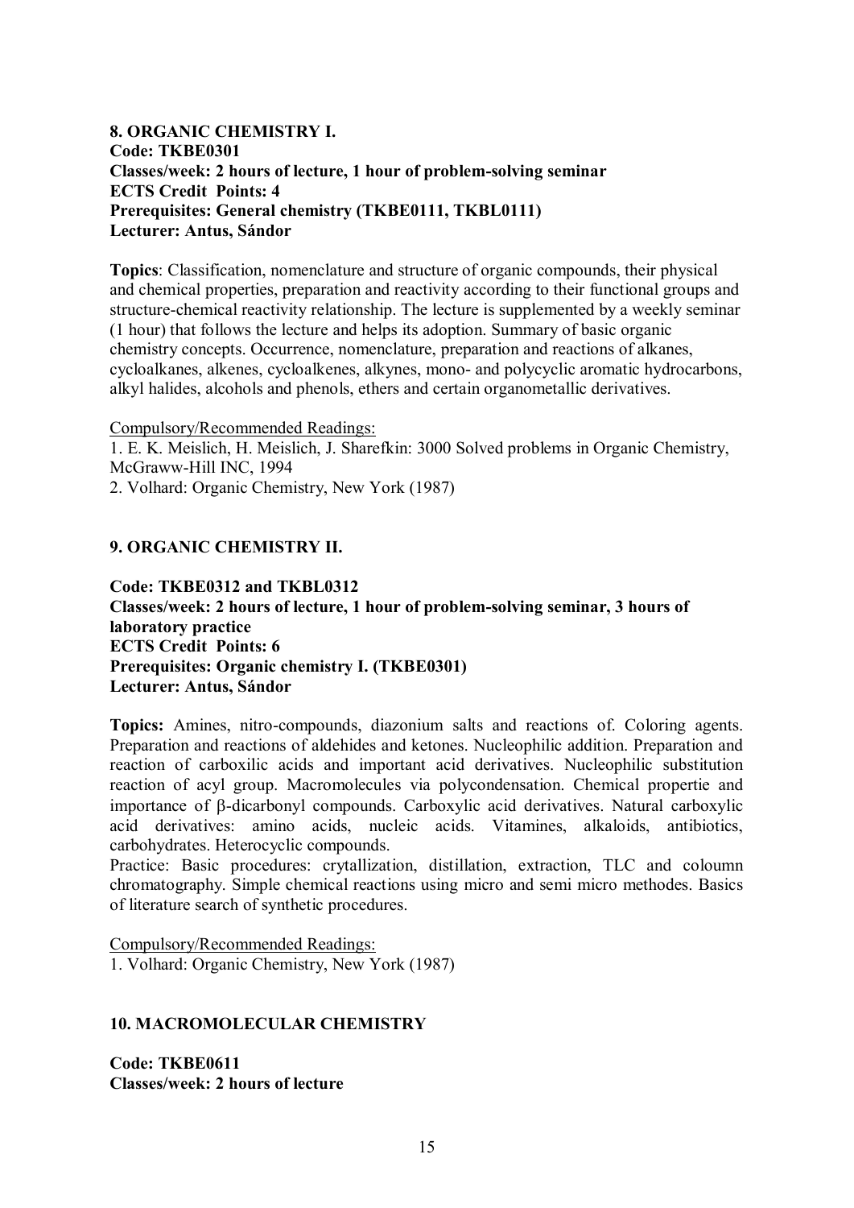## 8. ORGANIC CHEMISTRY I.

**Code: TKBE0301**
**Classes/week: 2 hours of lecture, 1 hour of problem-solving seminar**
**ECTS Credit Points: 4**
**Prerequisites: General chemistry (TKBE0111, TKBL0111)**
**Lecturer: Antus, Sándor**

**Topics**: Classification, nomenclature and structure of organic compounds, their physical and chemical properties, preparation and reactivity according to their functional groups and structure-chemical reactivity relationship. The lecture is supplemented by a weekly seminar (1 hour) that follows the lecture and helps its adoption. Summary of basic organic chemistry concepts. Occurrence, nomenclature, preparation and reactions of alkanes, cycloalkanes, alkenes, cycloalkenes, alkynes, mono- and polycyclic aromatic hydrocarbons, alkyl halides, alcohols and phenols, ethers and certain organometallic derivatives.

Compulsory/Recommended Readings:

1. E. K. Meislich, H. Meislich, J. Sharefkin: 3000 Solved problems in Organic Chemistry, McGraww-Hill INC, 1994
2. Volhard: Organic Chemistry, New York (1987)

## 9. ORGANIC CHEMISTRY II.

**Code: TKBE0312 and TKBL0312**
**Classes/week: 2 hours of lecture, 1 hour of problem-solving seminar, 3 hours of laboratory practice**
**ECTS Credit Points: 6**
**Prerequisites: Organic chemistry I. (TKBE0301)**
**Lecturer: Antus, Sándor**

**Topics:** Amines, nitro-compounds, diazonium salts and reactions of. Coloring agents. Preparation and reactions of aldehides and ketones. Nucleophilic addition. Preparation and reaction of carboxilic acids and important acid derivatives. Nucleophilic substitution reaction of acyl group. Macromolecules via polycondensation. Chemical propertie and importance of β-dicarbonyl compounds. Carboxylic acid derivatives. Natural carboxylic acid derivatives: amino acids, nucleic acids. Vitamines, alkaloids, antibiotics, carbohydrates. Heterocyclic compounds.

Practice: Basic procedures: crytallization, distillation, extraction, TLC and coloumn chromatography. Simple chemical reactions using micro and semi micro methodes. Basics of literature search of synthetic procedures.

Compulsory/Recommended Readings:

1. Volhard: Organic Chemistry, New York (1987)

## 10. MACROMOLECULAR CHEMISTRY

**Code: TKBE0611**
**Classes/week: 2 hours of lecture**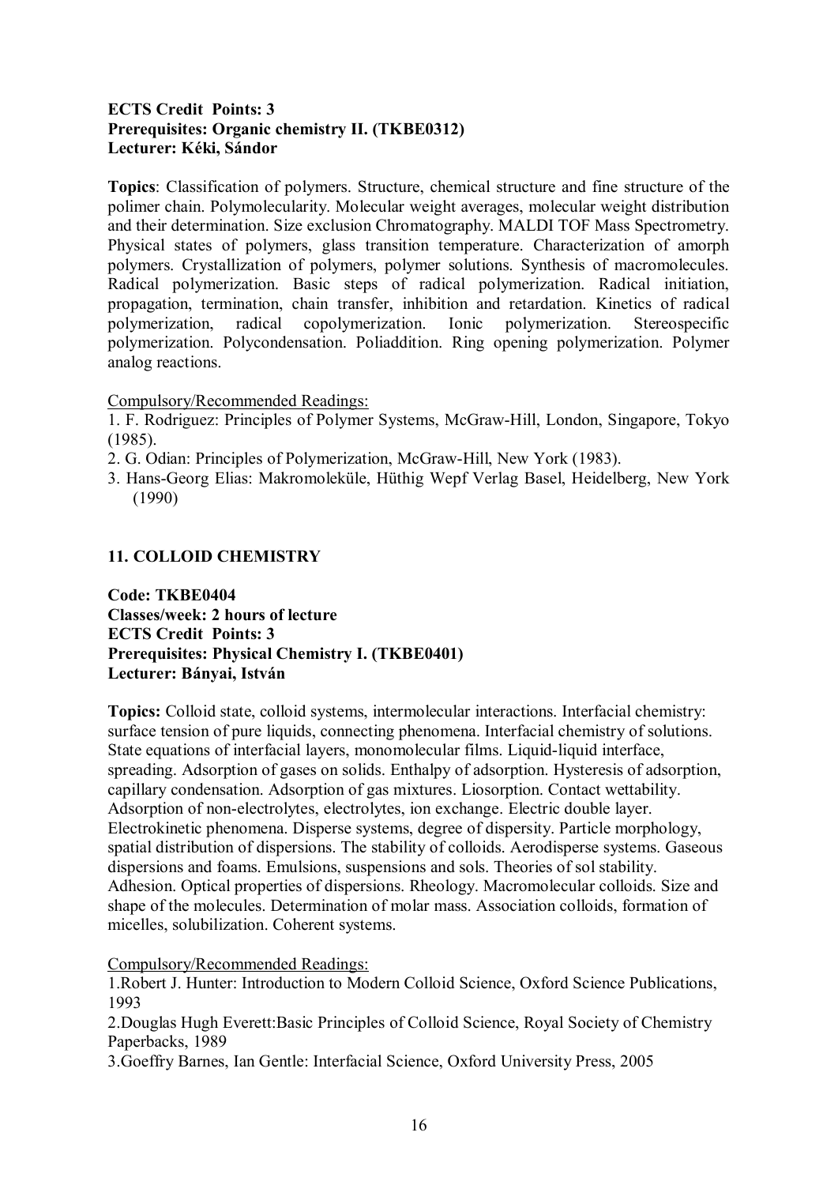**ECTS Credit Points: 3**
**Prerequisites: Organic chemistry II. (TKBE0312)**
**Lecturer: Kéki, Sándor**

**Topics**: Classification of polymers. Structure, chemical structure and fine structure of the polimer chain. Polymolecularity. Molecular weight averages, molecular weight distribution and their determination. Size exclusion Chromatography. MALDI TOF Mass Spectrometry. Physical states of polymers, glass transition temperature. Characterization of amorph polymers. Crystallization of polymers, polymer solutions. Synthesis of macromolecules. Radical polymerization. Basic steps of radical polymerization. Radical initiation, propagation, termination, chain transfer, inhibition and retardation. Kinetics of radical polymerization, radical copolymerization. Ionic polymerization. Stereospecific polymerization. Polycondensation. Poliaddition. Ring opening polymerization. Polymer analog reactions.

Compulsory/Recommended Readings:

1. F. Rodriguez: Principles of Polymer Systems, McGraw-Hill, London, Singapore, Tokyo (1985).
2. G. Odian: Principles of Polymerization, McGraw-Hill, New York (1983).
3. Hans-Georg Elias: Makromoleküle, Hüthig Wepf Verlag Basel, Heidelberg, New York (1990)

## 11. COLLOID CHEMISTRY

**Code: TKBE0404**
**Classes/week: 2 hours of lecture**
**ECTS Credit Points: 3**
**Prerequisites: Physical Chemistry I. (TKBE0401)**
**Lecturer: Bányai, István**

**Topics:** Colloid state, colloid systems, intermolecular interactions. Interfacial chemistry: surface tension of pure liquids, connecting phenomena. Interfacial chemistry of solutions. State equations of interfacial layers, monomolecular films. Liquid-liquid interface, spreading. Adsorption of gases on solids. Enthalpy of adsorption. Hysteresis of adsorption, capillary condensation. Adsorption of gas mixtures. Liosorption. Contact wettability. Adsorption of non-electrolytes, electrolytes, ion exchange. Electric double layer. Electrokinetic phenomena. Disperse systems, degree of dispersity. Particle morphology, spatial distribution of dispersions. The stability of colloids. Aerodisperse systems. Gaseous dispersions and foams. Emulsions, suspensions and sols. Theories of sol stability. Adhesion. Optical properties of dispersions. Rheology. Macromolecular colloids. Size and shape of the molecules. Determination of molar mass. Association colloids, formation of micelles, solubilization. Coherent systems.

Compulsory/Recommended Readings:

1.Robert J. Hunter: Introduction to Modern Colloid Science, Oxford Science Publications, 1993

2.Douglas Hugh Everett:Basic Principles of Colloid Science, Royal Society of Chemistry Paperbacks, 1989

3.Goeffry Barnes, Ian Gentle: Interfacial Science, Oxford University Press, 2005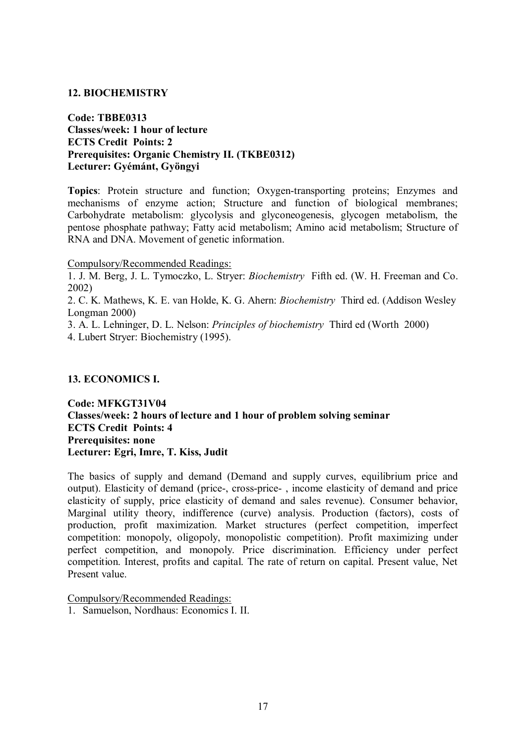## 12. BIOCHEMISTRY

**Code: TBBE0313**
**Classes/week: 1 hour of lecture**
**ECTS Credit Points: 2**
**Prerequisites: Organic Chemistry II. (TKBE0312)**
**Lecturer: Gyémánt, Gyöngyi**

**Topics**: Protein structure and function; Oxygen-transporting proteins; Enzymes and mechanisms of enzyme action; Structure and function of biological membranes; Carbohydrate metabolism: glycolysis and glyconeogenesis, glycogen metabolism, the pentose phosphate pathway; Fatty acid metabolism; Amino acid metabolism; Structure of RNA and DNA. Movement of genetic information.

Compulsory/Recommended Readings:

1. J. M. Berg, J. L. Tymoczko, L. Stryer: *Biochemistry* Fifth ed. (W. H. Freeman and Co. 2002)
2. C. K. Mathews, K. E. van Holde, K. G. Ahern: *Biochemistry* Third ed. (Addison Wesley Longman 2000)
3. A. L. Lehninger, D. L. Nelson: *Principles of biochemistry* Third ed (Worth 2000)
4. Lubert Stryer: Biochemistry (1995).

## 13. ECONOMICS I.

**Code: MFKGT31V04**
**Classes/week: 2 hours of lecture and 1 hour of problem solving seminar**
**ECTS Credit Points: 4**
**Prerequisites: none**
**Lecturer: Egri, Imre, T. Kiss, Judit**

The basics of supply and demand (Demand and supply curves, equilibrium price and output). Elasticity of demand (price-, cross-price- , income elasticity of demand and price elasticity of supply, price elasticity of demand and sales revenue). Consumer behavior, Marginal utility theory, indifference (curve) analysis. Production (factors), costs of production, profit maximization. Market structures (perfect competition, imperfect competition: monopoly, oligopoly, monopolistic competition). Profit maximizing under perfect competition, and monopoly. Price discrimination. Efficiency under perfect competition. Interest, profits and capital. The rate of return on capital. Present value, Net Present value.

Compulsory/Recommended Readings:

1. Samuelson, Nordhaus: Economics I. II.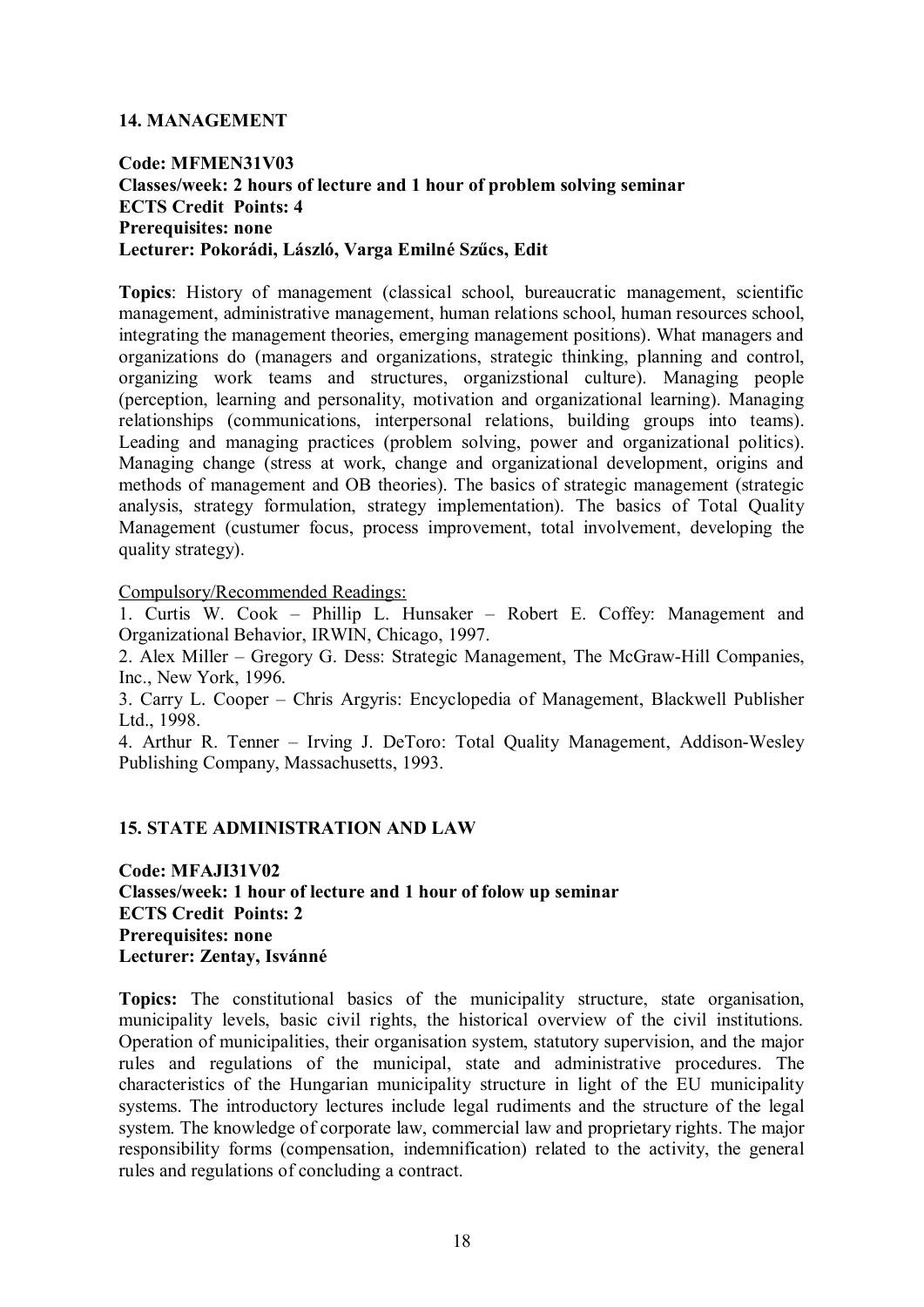## 14. MANAGEMENT

**Code: MFMEN31V03**
**Classes/week: 2 hours of lecture and 1 hour of problem solving seminar**
**ECTS Credit Points: 4**
**Prerequisites: none**
**Lecturer: Pokorádi, László, Varga Emilné Szűcs, Edit**

**Topics**: History of management (classical school, bureaucratic management, scientific management, administrative management, human relations school, human resources school, integrating the management theories, emerging management positions). What managers and organizations do (managers and organizations, strategic thinking, planning and control, organizing work teams and structures, organizstional culture). Managing people (perception, learning and personality, motivation and organizational learning). Managing relationships (communications, interpersonal relations, building groups into teams). Leading and managing practices (problem solving, power and organizational politics). Managing change (stress at work, change and organizational development, origins and methods of management and OB theories). The basics of strategic management (strategic analysis, strategy formulation, strategy implementation). The basics of Total Quality Management (custumer focus, process improvement, total involvement, developing the quality strategy).

Compulsory/Recommended Readings:

1. Curtis W. Cook – Phillip L. Hunsaker – Robert E. Coffey: Management and Organizational Behavior, IRWIN, Chicago, 1997.
2. Alex Miller – Gregory G. Dess: Strategic Management, The McGraw-Hill Companies, Inc., New York, 1996.
3. Carry L. Cooper – Chris Argyris: Encyclopedia of Management, Blackwell Publisher Ltd., 1998.
4. Arthur R. Tenner – Irving J. DeToro: Total Quality Management, Addison-Wesley Publishing Company, Massachusetts, 1993.

## 15. STATE ADMINISTRATION AND LAW

**Code: MFAJI31V02**
**Classes/week: 1 hour of lecture and 1 hour of folow up seminar**
**ECTS Credit Points: 2**
**Prerequisites: none**
**Lecturer: Zentay, Isvánné**

**Topics:** The constitutional basics of the municipality structure, state organisation, municipality levels, basic civil rights, the historical overview of the civil institutions. Operation of municipalities, their organisation system, statutory supervision, and the major rules and regulations of the municipal, state and administrative procedures. The characteristics of the Hungarian municipality structure in light of the EU municipality systems. The introductory lectures include legal rudiments and the structure of the legal system. The knowledge of corporate law, commercial law and proprietary rights. The major responsibility forms (compensation, indemnification) related to the activity, the general rules and regulations of concluding a contract.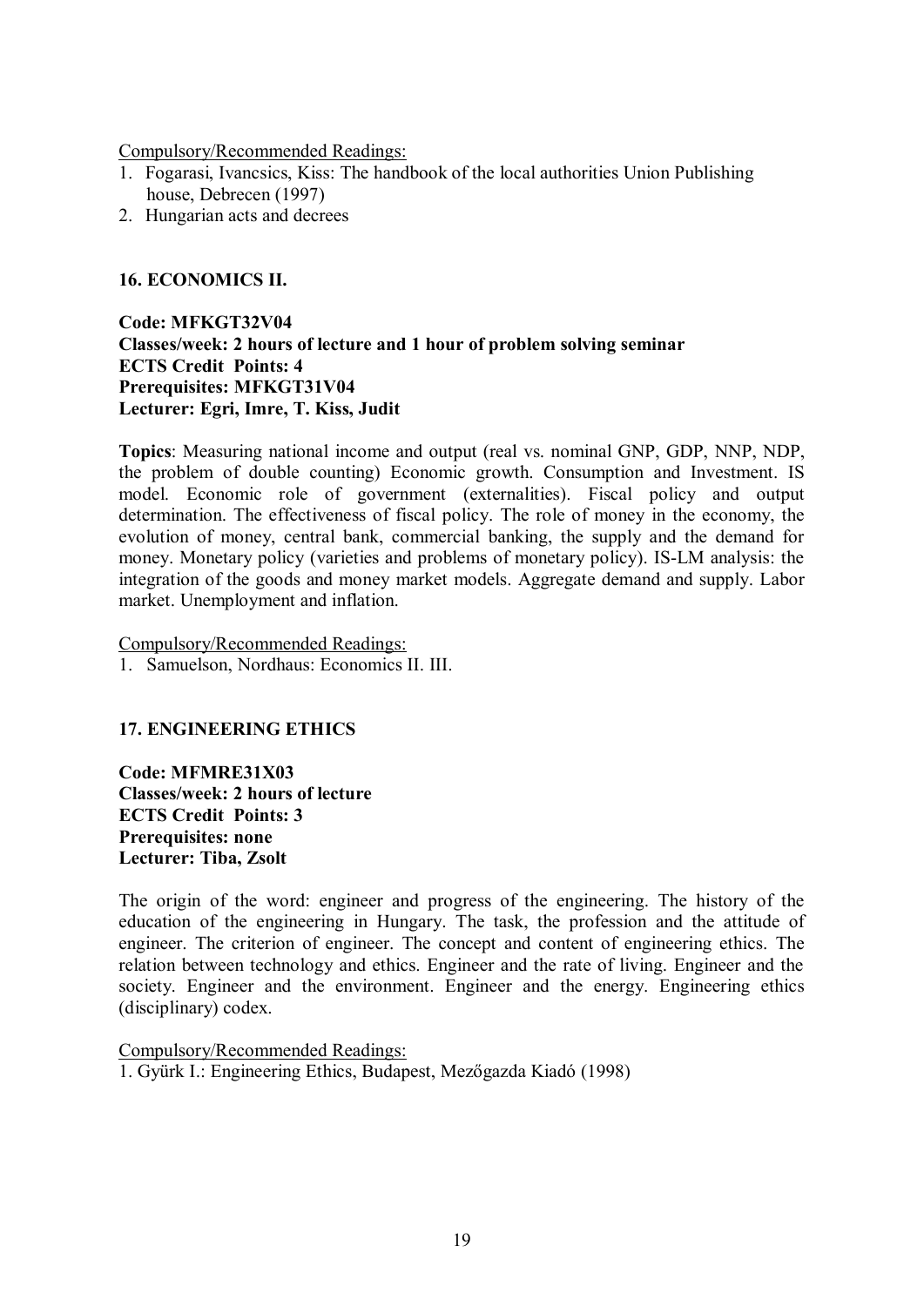Compulsory/Recommended Readings:

1. Fogarasi, Ivancsics, Kiss: The handbook of the local authorities Union Publishing house, Debrecen (1997)
2. Hungarian acts and decrees

### 16. ECONOMICS II.

**Code: MFKGT32V04**
**Classes/week: 2 hours of lecture and 1 hour of problem solving seminar**
**ECTS Credit Points: 4**
**Prerequisites: MFKGT31V04**
**Lecturer: Egri, Imre, T. Kiss, Judit**

**Topics**: Measuring national income and output (real vs. nominal GNP, GDP, NNP, NDP, the problem of double counting) Economic growth. Consumption and Investment. IS model. Economic role of government (externalities). Fiscal policy and output determination. The effectiveness of fiscal policy. The role of money in the economy, the evolution of money, central bank, commercial banking, the supply and the demand for money. Monetary policy (varieties and problems of monetary policy). IS-LM analysis: the integration of the goods and money market models. Aggregate demand and supply. Labor market. Unemployment and inflation.

Compulsory/Recommended Readings:

1. Samuelson, Nordhaus: Economics II. III.

### 17. ENGINEERING ETHICS

**Code: MFMRE31X03**
**Classes/week: 2 hours of lecture**
**ECTS Credit Points: 3**
**Prerequisites: none**
**Lecturer: Tiba, Zsolt**

The origin of the word: engineer and progress of the engineering. The history of the education of the engineering in Hungary. The task, the profession and the attitude of engineer. The criterion of engineer. The concept and content of engineering ethics. The relation between technology and ethics. Engineer and the rate of living. Engineer and the society. Engineer and the environment. Engineer and the energy. Engineering ethics (disciplinary) codex.

Compulsory/Recommended Readings:

1. Gyürk I.: Engineering Ethics, Budapest, Mezőgazda Kiadó (1998)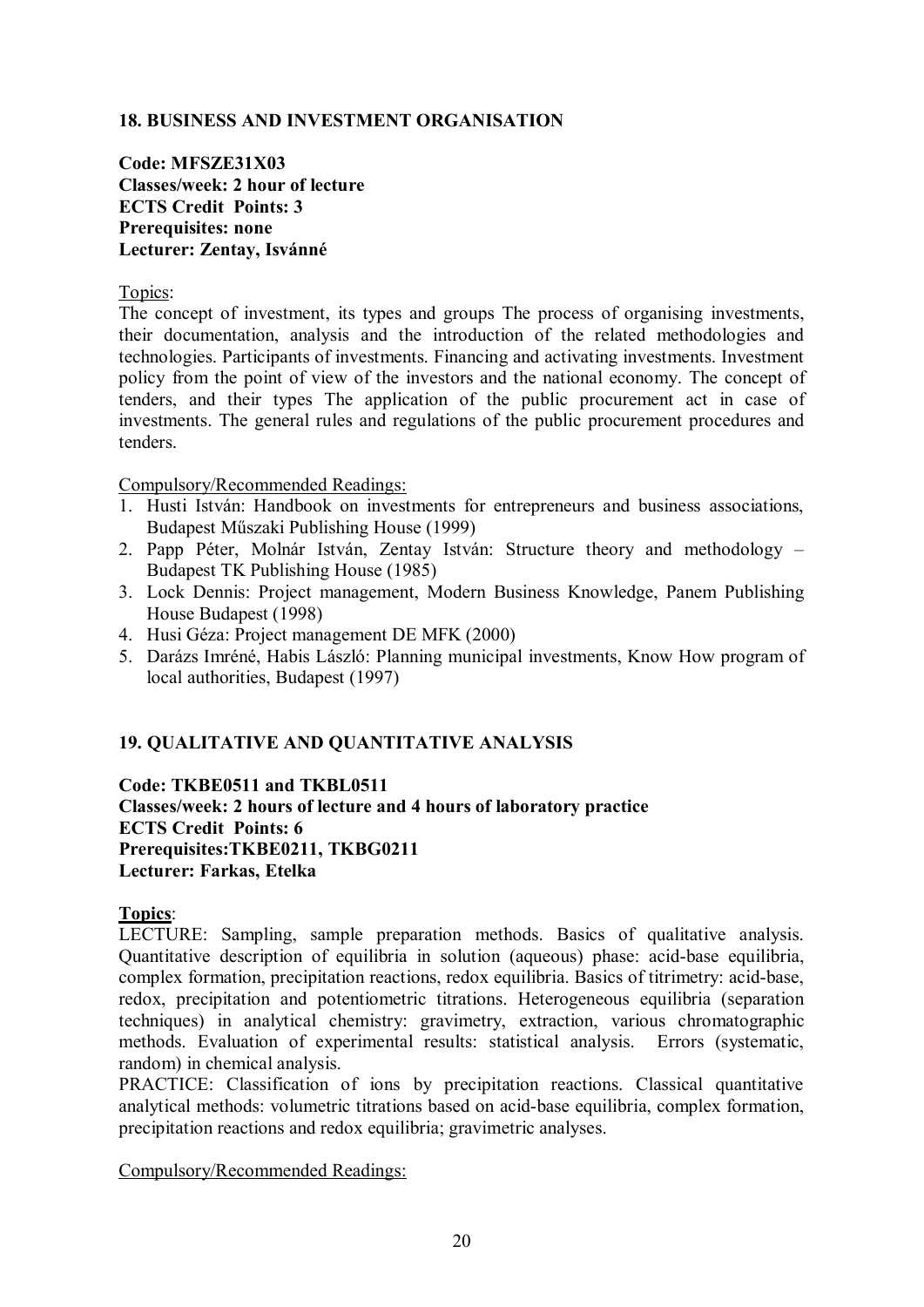## 18. BUSINESS AND INVESTMENT ORGANISATION

**Code: MFSZE31X03**
**Classes/week: 2 hour of lecture**
**ECTS Credit Points: 3**
**Prerequisites: none**
**Lecturer: Zentay, Isvánné**

Topics:
The concept of investment, its types and groups The process of organising investments, their documentation, analysis and the introduction of the related methodologies and technologies. Participants of investments. Financing and activating investments. Investment policy from the point of view of the investors and the national economy. The concept of tenders, and their types The application of the public procurement act in case of investments. The general rules and regulations of the public procurement procedures and tenders.

Compulsory/Recommended Readings:

1. Husti István: Handbook on investments for entrepreneurs and business associations, Budapest Műszaki Publishing House (1999)
2. Papp Péter, Molnár István, Zentay István: Structure theory and methodology – Budapest TK Publishing House (1985)
3. Lock Dennis: Project management, Modern Business Knowledge, Panem Publishing House Budapest (1998)
4. Husi Géza: Project management DE MFK (2000)
5. Darázs Imréné, Habis László: Planning municipal investments, Know How program of local authorities, Budapest (1997)

## 19. QUALITATIVE AND QUANTITATIVE ANALYSIS

**Code: TKBE0511 and TKBL0511**
**Classes/week: 2 hours of lecture and 4 hours of laboratory practice**
**ECTS Credit Points: 6**
**Prerequisites:TKBE0211, TKBG0211**
**Lecturer: Farkas, Etelka**

**Topics**:
LECTURE: Sampling, sample preparation methods. Basics of qualitative analysis. Quantitative description of equilibria in solution (aqueous) phase: acid-base equilibria, complex formation, precipitation reactions, redox equilibria. Basics of titrimetry: acid-base, redox, precipitation and potentiometric titrations. Heterogeneous equilibria (separation techniques) in analytical chemistry: gravimetry, extraction, various chromatographic methods. Evaluation of experimental results: statistical analysis. Errors (systematic, random) in chemical analysis.
PRACTICE: Classification of ions by precipitation reactions. Classical quantitative analytical methods: volumetric titrations based on acid-base equilibria, complex formation, precipitation reactions and redox equilibria; gravimetric analyses.

Compulsory/Recommended Readings: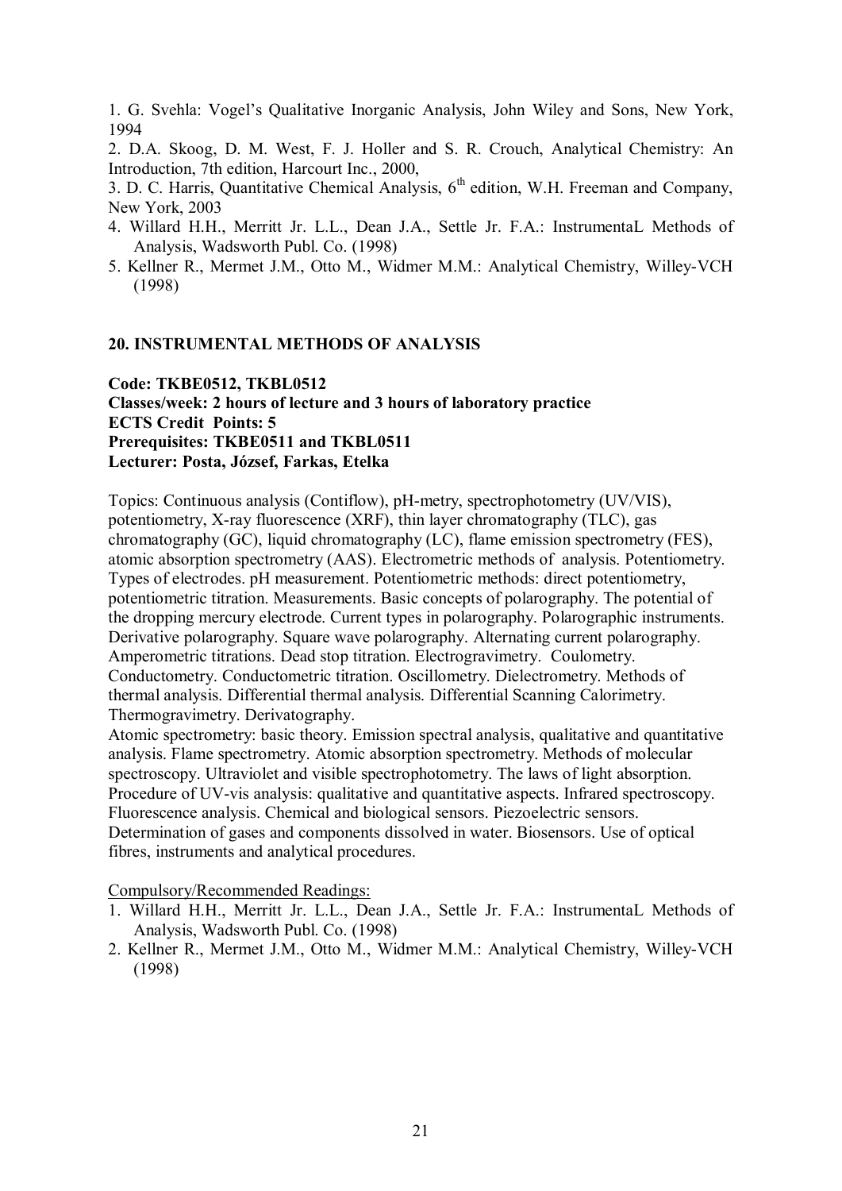1. G. Svehla: Vogel's Qualitative Inorganic Analysis, John Wiley and Sons, New York, 1994
2. D.A. Skoog, D. M. West, F. J. Holler and S. R. Crouch, Analytical Chemistry: An Introduction, 7th edition, Harcourt Inc., 2000,
3. D. C. Harris, Quantitative Chemical Analysis, 6th edition, W.H. Freeman and Company, New York, 2003
4. Willard H.H., Merritt Jr. L.L., Dean J.A., Settle Jr. F.A.: InstrumentaL Methods of Analysis, Wadsworth Publ. Co. (1998)
5. Kellner R., Mermet J.M., Otto M., Widmer M.M.: Analytical Chemistry, Willey-VCH (1998)

## 20. INSTRUMENTAL METHODS OF ANALYSIS

**Code: TKBE0512, TKBL0512**
**Classes/week: 2 hours of lecture and 3 hours of laboratory practice**
**ECTS Credit Points: 5**
**Prerequisites: TKBE0511 and TKBL0511**
**Lecturer: Posta, József, Farkas, Etelka**

Topics: Continuous analysis (Contiflow), pH-metry, spectrophotometry (UV/VIS), potentiometry, X-ray fluorescence (XRF), thin layer chromatography (TLC), gas chromatography (GC), liquid chromatography (LC), flame emission spectrometry (FES), atomic absorption spectrometry (AAS). Electrometric methods of analysis. Potentiometry. Types of electrodes. pH measurement. Potentiometric methods: direct potentiometry, potentiometric titration. Measurements. Basic concepts of polarography. The potential of the dropping mercury electrode. Current types in polarography. Polarographic instruments. Derivative polarography. Square wave polarography. Alternating current polarography. Amperometric titrations. Dead stop titration. Electrogravimetry. Coulometry. Conductometry. Conductometric titration. Oscillometry. Dielectrometry. Methods of thermal analysis. Differential thermal analysis. Differential Scanning Calorimetry. Thermogravimetry. Derivatography.
Atomic spectrometry: basic theory. Emission spectral analysis, qualitative and quantitative analysis. Flame spectrometry. Atomic absorption spectrometry. Methods of molecular spectroscopy. Ultraviolet and visible spectrophotometry. The laws of light absorption. Procedure of UV-vis analysis: qualitative and quantitative aspects. Infrared spectroscopy. Fluorescence analysis. Chemical and biological sensors. Piezoelectric sensors. Determination of gases and components dissolved in water. Biosensors. Use of optical fibres, instruments and analytical procedures.

Compulsory/Recommended Readings:

1. Willard H.H., Merritt Jr. L.L., Dean J.A., Settle Jr. F.A.: InstrumentaL Methods of Analysis, Wadsworth Publ. Co. (1998)
2. Kellner R., Mermet J.M., Otto M., Widmer M.M.: Analytical Chemistry, Willey-VCH (1998)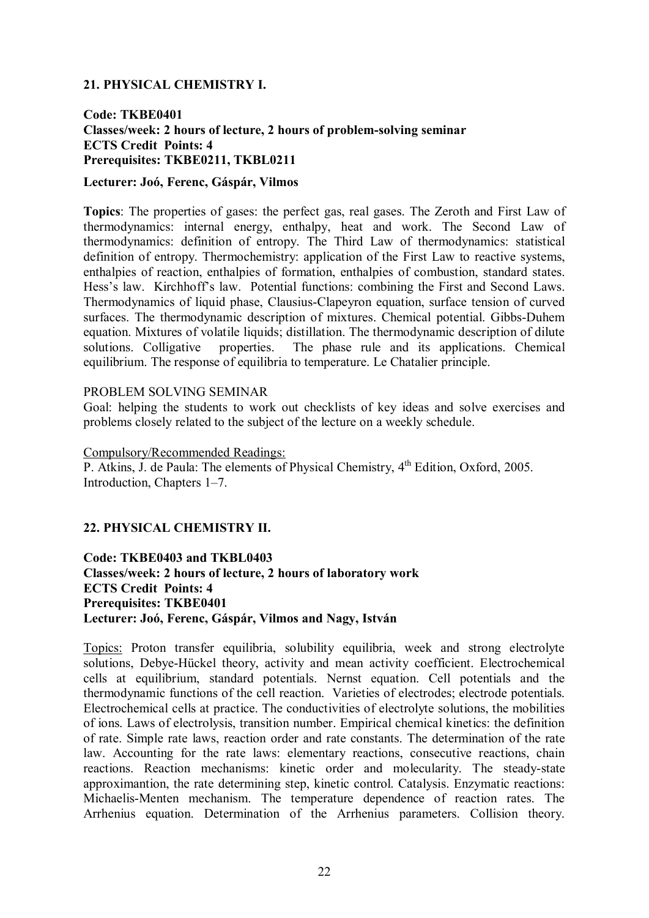## 21. PHYSICAL CHEMISTRY I.

**Code: TKBE0401**
**Classes/week: 2 hours of lecture, 2 hours of problem-solving seminar**
**ECTS Credit Points: 4**
**Prerequisites: TKBE0211, TKBL0211**

**Lecturer: Joó, Ferenc, Gáspár, Vilmos**

**Topics**: The properties of gases: the perfect gas, real gases. The Zeroth and First Law of thermodynamics: internal energy, enthalpy, heat and work. The Second Law of thermodynamics: definition of entropy. The Third Law of thermodynamics: statistical definition of entropy. Thermochemistry: application of the First Law to reactive systems, enthalpies of reaction, enthalpies of formation, enthalpies of combustion, standard states. Hess's law. Kirchhoff's law. Potential functions: combining the First and Second Laws. Thermodynamics of liquid phase, Clausius-Clapeyron equation, surface tension of curved surfaces. The thermodynamic description of mixtures. Chemical potential. Gibbs-Duhem equation. Mixtures of volatile liquids; distillation. The thermodynamic description of dilute solutions. Colligative properties. The phase rule and its applications. Chemical equilibrium. The response of equilibria to temperature. Le Chatalier principle.

PROBLEM SOLVING SEMINAR

Goal: helping the students to work out checklists of key ideas and solve exercises and problems closely related to the subject of the lecture on a weekly schedule.

Compulsory/Recommended Readings:
P. Atkins, J. de Paula: The elements of Physical Chemistry, 4th Edition, Oxford, 2005. Introduction, Chapters 1–7.

## 22. PHYSICAL CHEMISTRY II.

**Code: TKBE0403 and TKBL0403**
**Classes/week: 2 hours of lecture, 2 hours of laboratory work**
**ECTS Credit Points: 4**
**Prerequisites: TKBE0401**
**Lecturer: Joó, Ferenc, Gáspár, Vilmos and Nagy, István**

Topics: Proton transfer equilibria, solubility equilibria, week and strong electrolyte solutions, Debye-Hückel theory, activity and mean activity coefficient. Electrochemical cells at equilibrium, standard potentials. Nernst equation. Cell potentials and the thermodynamic functions of the cell reaction. Varieties of electrodes; electrode potentials. Electrochemical cells at practice. The conductivities of electrolyte solutions, the mobilities of ions. Laws of electrolysis, transition number. Empirical chemical kinetics: the definition of rate. Simple rate laws, reaction order and rate constants. The determination of the rate law. Accounting for the rate laws: elementary reactions, consecutive reactions, chain reactions. Reaction mechanisms: kinetic order and molecularity. The steady-state approximantion, the rate determining step, kinetic control. Catalysis. Enzymatic reactions: Michaelis-Menten mechanism. The temperature dependence of reaction rates. The Arrhenius equation. Determination of the Arrhenius parameters. Collision theory.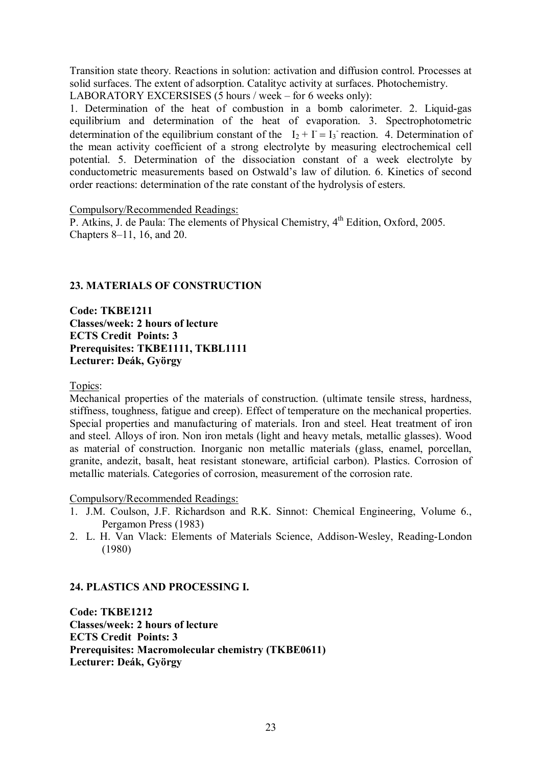Transition state theory. Reactions in solution: activation and diffusion control. Processes at solid surfaces. The extent of adsorption. Catalityc activity at surfaces. Photochemistry.
LABORATORY EXCERSISES (5 hours / week – for 6 weeks only):

1. Determination of the heat of combustion in a bomb calorimeter. 2. Liquid-gas equilibrium and determination of the heat of evaporation. 3. Spectrophotometric determination of the equilibrium constant of the $I_2 + I^- = I_3^-$ reaction. 4. Determination of the mean activity coefficient of a strong electrolyte by measuring electrochemical cell potential. 5. Determination of the dissociation constant of a week electrolyte by conductometric measurements based on Ostwald's law of dilution. 6. Kinetics of second order reactions: determination of the rate constant of the hydrolysis of esters.

Compulsory/Recommended Readings:
P. Atkins, J. de Paula: The elements of Physical Chemistry, 4th Edition, Oxford, 2005. Chapters 8–11, 16, and 20.

## 23. MATERIALS OF CONSTRUCTION

**Code: TKBE1211**
**Classes/week: 2 hours of lecture**
**ECTS Credit Points: 3**
**Prerequisites: TKBE1111, TKBL1111**
**Lecturer: Deák, György**

Topics:
Mechanical properties of the materials of construction. (ultimate tensile stress, hardness, stiffness, toughness, fatigue and creep). Effect of temperature on the mechanical properties. Special properties and manufacturing of materials. Iron and steel. Heat treatment of iron and steel. Alloys of iron. Non iron metals (light and heavy metals, metallic glasses). Wood as material of construction. Inorganic non metallic materials (glass, enamel, porcellan, granite, andezit, basalt, heat resistant stoneware, artificial carbon). Plastics. Corrosion of metallic materials. Categories of corrosion, measurement of the corrosion rate.

Compulsory/Recommended Readings:

1. J.M. Coulson, J.F. Richardson and R.K. Sinnot: Chemical Engineering, Volume 6., Pergamon Press (1983)
2. L. H. Van Vlack: Elements of Materials Science, Addison-Wesley, Reading-London (1980)

## 24. PLASTICS AND PROCESSING I.

**Code: TKBE1212**
**Classes/week: 2 hours of lecture**
**ECTS Credit Points: 3**
**Prerequisites: Macromolecular chemistry (TKBE0611)**
**Lecturer: Deák, György**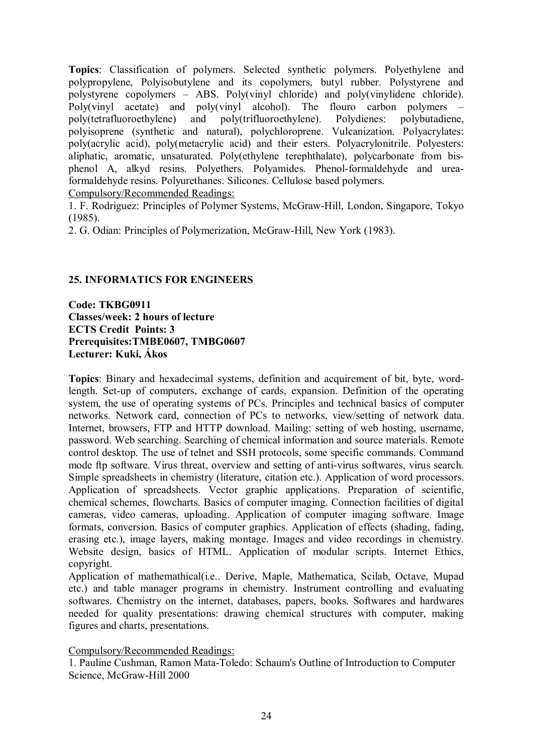**Topics**: Classification of polymers. Selected synthetic polymers. Polyethylene and polypropylene, Polyisobutylene and its copolymers, butyl rubber. Polystyrene and polystyrene copolymers – ABS. Poly(vinyl chloride) and poly(vinylidene chloride). Poly(vinyl acetate) and poly(vinyl alcohol). The flouro carbon polymers – poly(tetrafluoroethylene) and poly(trifluoroethylene). Polydienes: polybutadiene, polyisoprene (synthetic and natural), polychloroprene. Vulcanization. Polyacrylates: poly(acrylic acid), poly(metacrylic acid) and their esters. Polyacrylonitrile. Polyesters: aliphatic, aromatic, unsaturated. Poly(ethylene terephthalate), polycarbonate from bis-phenol A, alkyd resins. Polyethers. Polyamides. Phenol-formaldehyde and urea-formaldehyde resins. Polyurethanes. Silicones. Cellulose based polymers.

Compulsory/Recommended Readings:

1. F. Rodriguez: Principles of Polymer Systems, McGraw-Hill, London, Singapore, Tokyo (1985).
2. G. Odian: Principles of Polymerization, McGraw-Hill, New York (1983).

## 25. INFORMATICS FOR ENGINEERS

**Code: TKBG0911**
**Classes/week: 2 hours of lecture**
**ECTS Credit Points: 3**
**Prerequisites:TMBE0607, TMBG0607**
**Lecturer: Kuki, Ákos**

**Topics**: Binary and hexadecimal systems, definition and acquirement of bit, byte, word-length. Set-up of computers, exchange of cards, expansion. Definition of the operating system, the use of operating systems of PCs. Principles and technical basics of computer networks. Network card, connection of PCs to networks, view/setting of network data. Internet, browsers, FTP and HTTP download. Mailing: setting of web hosting, username, password. Web searching. Searching of chemical information and source materials. Remote control desktop. The use of telnet and SSH protocols, some specific commands. Command mode ftp software. Virus threat, overview and setting of anti-virus softwares, virus search. Simple spreadsheets in chemistry (literature, citation etc.). Application of word processors. Application of spreadsheets. Vector graphic applications. Preparation of scientific, chemical schemes, flowcharts. Basics of computer imaging. Connection facilities of digital cameras, video cameras, uploading. Application of computer imaging software. Image formats, conversion. Basics of computer graphics. Application of effects (shading, fading, erasing etc.), image layers, making montage. Images and video recordings in chemistry. Website design, basics of HTML. Application of modular scripts. Internet Ethics, copyright.

Application of mathemathical(i.e.. Derive, Maple, Mathematica, Scilab, Octave, Mupad etc.) and table manager programs in chemistry. Instrument controlling and evaluating softwares. Chemistry on the internet, databases, papers, books. Softwares and hardwares needed for quality presentations: drawing chemical structures with computer, making figures and charts, presentations.

Compulsory/Recommended Readings:

1. Pauline Cushman, Ramon Mata-Toledo: Schaum's Outline of Introduction to Computer Science, McGraw-Hill 2000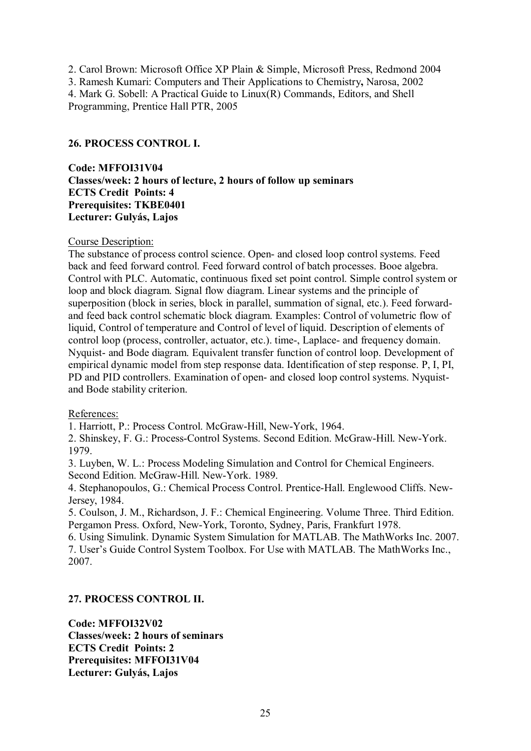2. Carol Brown: Microsoft Office XP Plain & Simple, Microsoft Press, Redmond 2004
3. Ramesh Kumari: Computers and Their Applications to Chemistry, Narosa, 2002
4. Mark G. Sobell: A Practical Guide to Linux(R) Commands, Editors, and Shell Programming, Prentice Hall PTR, 2005

## 26. PROCESS CONTROL I.

**Code: MFFOI31V04**
**Classes/week: 2 hours of lecture, 2 hours of follow up seminars**
**ECTS Credit Points: 4**
**Prerequisites: TKBE0401**
**Lecturer: Gulyás, Lajos**

Course Description:
The substance of process control science. Open- and closed loop control systems. Feed back and feed forward control. Feed forward control of batch processes. Booe algebra. Control with PLC. Automatic, continuous fixed set point control. Simple control system or loop and block diagram. Signal flow diagram. Linear systems and the principle of superposition (block in series, block in parallel, summation of signal, etc.). Feed forward- and feed back control schematic block diagram. Examples: Control of volumetric flow of liquid, Control of temperature and Control of level of liquid. Description of elements of control loop (process, controller, actuator, etc.). time-, Laplace- and frequency domain. Nyquist- and Bode diagram. Equivalent transfer function of control loop. Development of empirical dynamic model from step response data. Identification of step response. P, I, PI, PD and PID controllers. Examination of open- and closed loop control systems. Nyquist- and Bode stability criterion.

References:
1. Harriott, P.: Process Control. McGraw-Hill, New-York, 1964.
2. Shinskey, F. G.: Process-Control Systems. Second Edition. McGraw-Hill. New-York. 1979.
3. Luyben, W. L.: Process Modeling Simulation and Control for Chemical Engineers. Second Edition. McGraw-Hill. New-York. 1989.
4. Stephanopoulos, G.: Chemical Process Control. Prentice-Hall. Englewood Cliffs. New-Jersey, 1984.
5. Coulson, J. M., Richardson, J. F.: Chemical Engineering. Volume Three. Third Edition. Pergamon Press. Oxford, New-York, Toronto, Sydney, Paris, Frankfurt 1978.
6. Using Simulink. Dynamic System Simulation for MATLAB. The MathWorks Inc. 2007.
7. User's Guide Control System Toolbox. For Use with MATLAB. The MathWorks Inc., 2007.

## 27. PROCESS CONTROL II.

**Code: MFFOI32V02**
**Classes/week: 2 hours of seminars**
**ECTS Credit Points: 2**
**Prerequisites: MFFOI31V04**
**Lecturer: Gulyás, Lajos**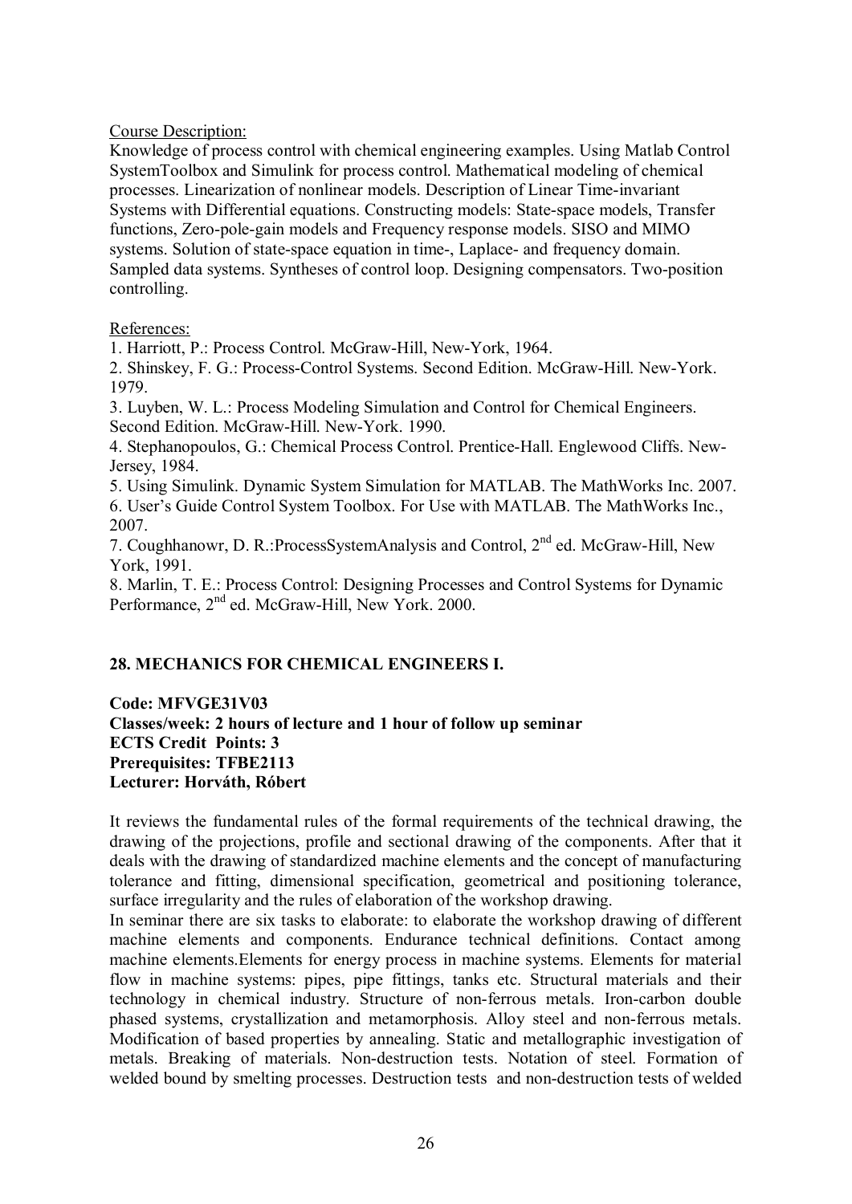Course Description:

Knowledge of process control with chemical engineering examples. Using Matlab Control SystemToolbox and Simulink for process control. Mathematical modeling of chemical processes. Linearization of nonlinear models. Description of Linear Time-invariant Systems with Differential equations. Constructing models: State-space models, Transfer functions, Zero-pole-gain models and Frequency response models. SISO and MIMO systems. Solution of state-space equation in time-, Laplace- and frequency domain. Sampled data systems. Syntheses of control loop. Designing compensators. Two-position controlling.

References:

1. Harriott, P.: Process Control. McGraw-Hill, New-York, 1964.
2. Shinskey, F. G.: Process-Control Systems. Second Edition. McGraw-Hill. New-York. 1979.
3. Luyben, W. L.: Process Modeling Simulation and Control for Chemical Engineers. Second Edition. McGraw-Hill. New-York. 1990.
4. Stephanopoulos, G.: Chemical Process Control. Prentice-Hall. Englewood Cliffs. New-Jersey, 1984.
5. Using Simulink. Dynamic System Simulation for MATLAB. The MathWorks Inc. 2007.
6. User's Guide Control System Toolbox. For Use with MATLAB. The MathWorks Inc., 2007.
7. Coughhanowr, D. R.:ProcessSystemAnalysis and Control, 2nd ed. McGraw-Hill, New York, 1991.
8. Marlin, T. E.: Process Control: Designing Processes and Control Systems for Dynamic Performance, 2nd ed. McGraw-Hill, New York. 2000.

## 28. MECHANICS FOR CHEMICAL ENGINEERS I.

**Code: MFVGE31V03**
**Classes/week: 2 hours of lecture and 1 hour of follow up seminar**
**ECTS Credit Points: 3**
**Prerequisites: TFBE2113**
**Lecturer: Horváth, Róbert**

It reviews the fundamental rules of the formal requirements of the technical drawing, the drawing of the projections, profile and sectional drawing of the components. After that it deals with the drawing of standardized machine elements and the concept of manufacturing tolerance and fitting, dimensional specification, geometrical and positioning tolerance, surface irregularity and the rules of elaboration of the workshop drawing.

In seminar there are six tasks to elaborate: to elaborate the workshop drawing of different machine elements and components. Endurance technical definitions. Contact among machine elements.Elements for energy process in machine systems. Elements for material flow in machine systems: pipes, pipe fittings, tanks etc. Structural materials and their technology in chemical industry. Structure of non-ferrous metals. Iron-carbon double phased systems, crystallization and metamorphosis. Alloy steel and non-ferrous metals. Modification of based properties by annealing. Static and metallographic investigation of metals. Breaking of materials. Non-destruction tests. Notation of steel. Formation of welded bound by smelting processes. Destruction tests and non-destruction tests of welded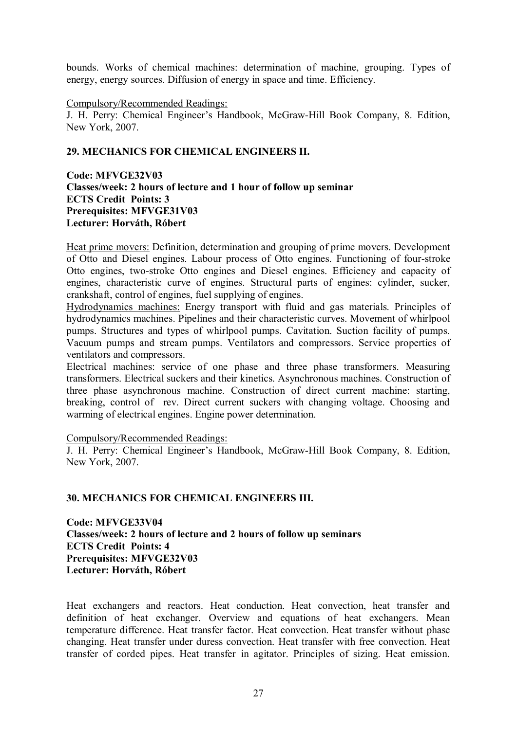bounds. Works of chemical machines: determination of machine, grouping. Types of energy, energy sources. Diffusion of energy in space and time. Efficiency.

Compulsory/Recommended Readings:
J. H. Perry: Chemical Engineer's Handbook, McGraw-Hill Book Company, 8. Edition, New York, 2007.

## 29. MECHANICS FOR CHEMICAL ENGINEERS II.

**Code: MFVGE32V03**
**Classes/week: 2 hours of lecture and 1 hour of follow up seminar**
**ECTS Credit Points: 3**
**Prerequisites: MFVGE31V03**
**Lecturer: Horváth, Róbert**

Heat prime movers: Definition, determination and grouping of prime movers. Development of Otto and Diesel engines. Labour process of Otto engines. Functioning of four-stroke Otto engines, two-stroke Otto engines and Diesel engines. Efficiency and capacity of engines, characteristic curve of engines. Structural parts of engines: cylinder, sucker, crankshaft, control of engines, fuel supplying of engines.
Hydrodynamics machines: Energy transport with fluid and gas materials. Principles of hydrodynamics machines. Pipelines and their characteristic curves. Movement of whirlpool pumps. Structures and types of whirlpool pumps. Cavitation. Suction facility of pumps. Vacuum pumps and stream pumps. Ventilators and compressors. Service properties of ventilators and compressors.
Electrical machines: service of one phase and three phase transformers. Measuring transformers. Electrical suckers and their kinetics. Asynchronous machines. Construction of three phase asynchronous machine. Construction of direct current machine: starting, breaking, control of rev. Direct current suckers with changing voltage. Choosing and warming of electrical engines. Engine power determination.

Compulsory/Recommended Readings:
J. H. Perry: Chemical Engineer's Handbook, McGraw-Hill Book Company, 8. Edition, New York, 2007.

## 30. MECHANICS FOR CHEMICAL ENGINEERS III.

**Code: MFVGE33V04**
**Classes/week: 2 hours of lecture and 2 hours of follow up seminars**
**ECTS Credit Points: 4**
**Prerequisites: MFVGE32V03**
**Lecturer: Horváth, Róbert**

Heat exchangers and reactors. Heat conduction. Heat convection, heat transfer and definition of heat exchanger. Overview and equations of heat exchangers. Mean temperature difference. Heat transfer factor. Heat convection. Heat transfer without phase changing. Heat transfer under duress convection. Heat transfer with free convection. Heat transfer of corded pipes. Heat transfer in agitator. Principles of sizing. Heat emission.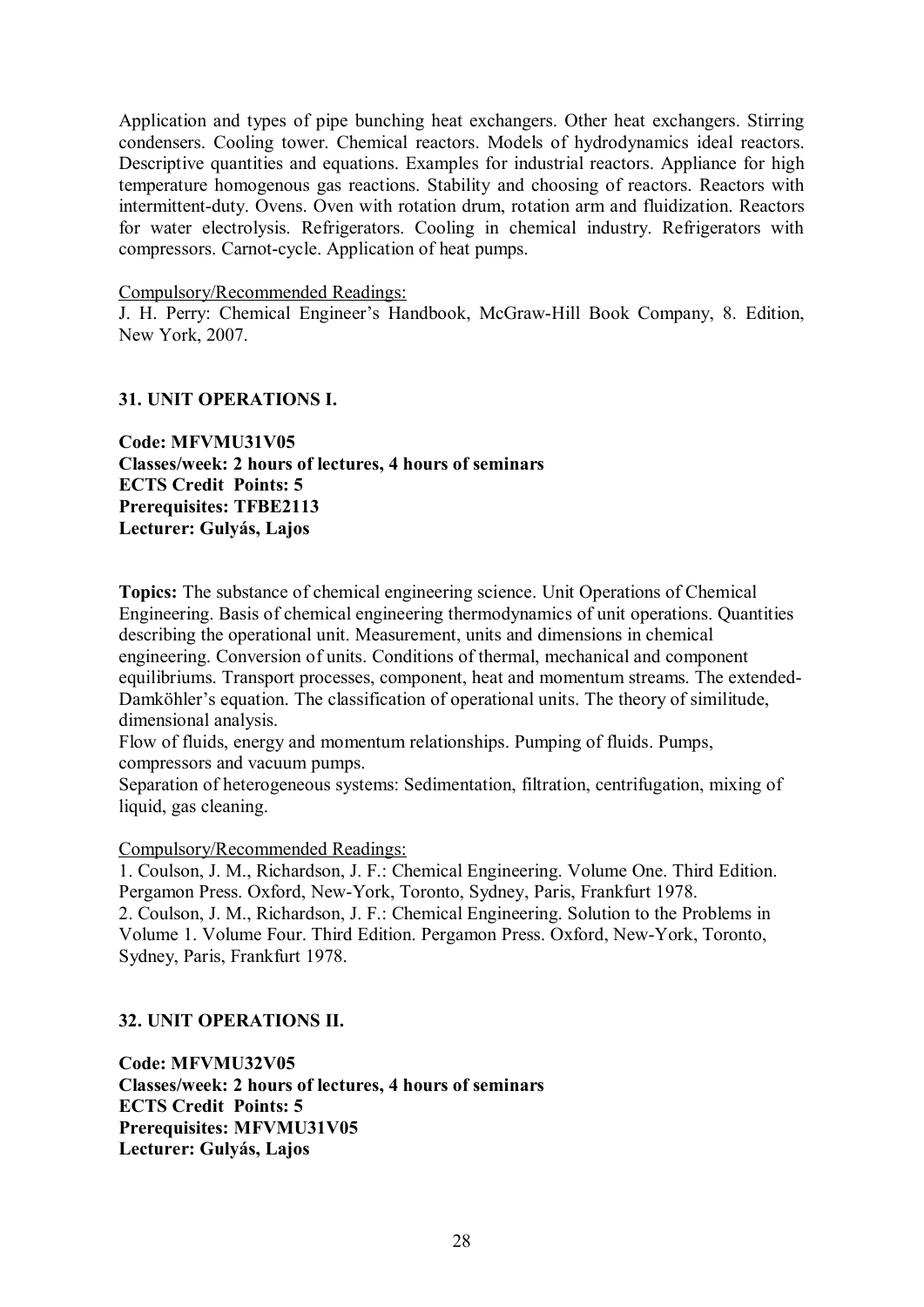Application and types of pipe bunching heat exchangers. Other heat exchangers. Stirring condensers. Cooling tower. Chemical reactors. Models of hydrodynamics ideal reactors. Descriptive quantities and equations. Examples for industrial reactors. Appliance for high temperature homogenous gas reactions. Stability and choosing of reactors. Reactors with intermittent-duty. Ovens. Oven with rotation drum, rotation arm and fluidization. Reactors for water electrolysis. Refrigerators. Cooling in chemical industry. Refrigerators with compressors. Carnot-cycle. Application of heat pumps.

Compulsory/Recommended Readings:
J. H. Perry: Chemical Engineer's Handbook, McGraw-Hill Book Company, 8. Edition, New York, 2007.

### 31. UNIT OPERATIONS I.

**Code: MFVMU31V05**
**Classes/week: 2 hours of lectures, 4 hours of seminars**
**ECTS Credit Points: 5**
**Prerequisites: TFBE2113**
**Lecturer: Gulyás, Lajos**

**Topics:** The substance of chemical engineering science. Unit Operations of Chemical Engineering. Basis of chemical engineering thermodynamics of unit operations. Quantities describing the operational unit. Measurement, units and dimensions in chemical engineering. Conversion of units. Conditions of thermal, mechanical and component equilibriums. Transport processes, component, heat and momentum streams. The extended-Damköhler's equation. The classification of operational units. The theory of similitude, dimensional analysis.
Flow of fluids, energy and momentum relationships. Pumping of fluids. Pumps, compressors and vacuum pumps.
Separation of heterogeneous systems: Sedimentation, filtration, centrifugation, mixing of liquid, gas cleaning.

Compulsory/Recommended Readings:
1. Coulson, J. M., Richardson, J. F.: Chemical Engineering. Volume One. Third Edition. Pergamon Press. Oxford, New-York, Toronto, Sydney, Paris, Frankfurt 1978.
2. Coulson, J. M., Richardson, J. F.: Chemical Engineering. Solution to the Problems in Volume 1. Volume Four. Third Edition. Pergamon Press. Oxford, New-York, Toronto, Sydney, Paris, Frankfurt 1978.

### 32. UNIT OPERATIONS II.

**Code: MFVMU32V05**
**Classes/week: 2 hours of lectures, 4 hours of seminars**
**ECTS Credit Points: 5**
**Prerequisites: MFVMU31V05**
**Lecturer: Gulyás, Lajos**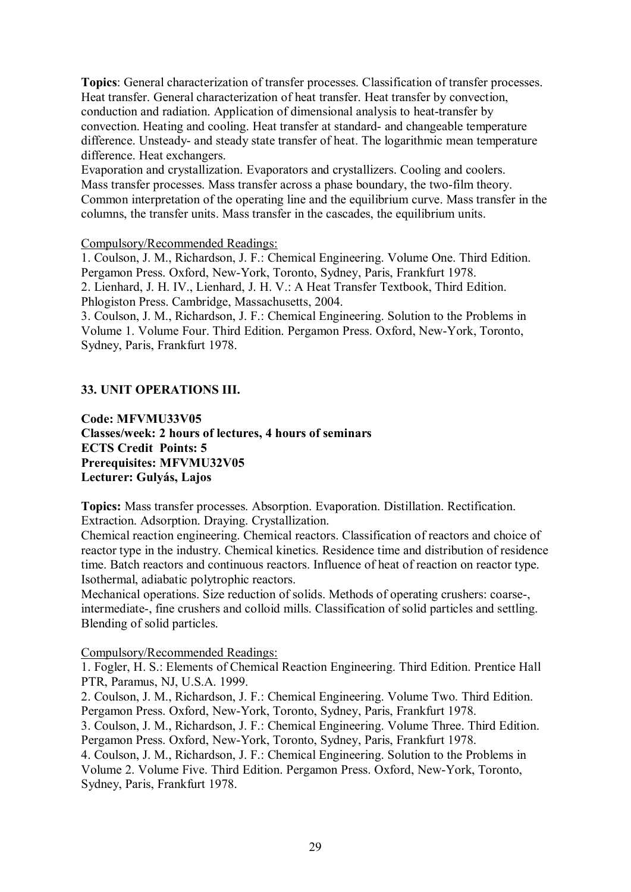**Topics**: General characterization of transfer processes. Classification of transfer processes. Heat transfer. General characterization of heat transfer. Heat transfer by convection, conduction and radiation. Application of dimensional analysis to heat-transfer by convection. Heating and cooling. Heat transfer at standard- and changeable temperature difference. Unsteady- and steady state transfer of heat. The logarithmic mean temperature difference. Heat exchangers.
Evaporation and crystallization. Evaporators and crystallizers. Cooling and coolers.
Mass transfer processes. Mass transfer across a phase boundary, the two-film theory. Common interpretation of the operating line and the equilibrium curve. Mass transfer in the columns, the transfer units. Mass transfer in the cascades, the equilibrium units.

Compulsory/Recommended Readings:

1. Coulson, J. M., Richardson, J. F.: Chemical Engineering. Volume One. Third Edition. Pergamon Press. Oxford, New-York, Toronto, Sydney, Paris, Frankfurt 1978.
2. Lienhard, J. H. IV., Lienhard, J. H. V.: A Heat Transfer Textbook, Third Edition. Phlogiston Press. Cambridge, Massachusetts, 2004.
3. Coulson, J. M., Richardson, J. F.: Chemical Engineering. Solution to the Problems in Volume 1. Volume Four. Third Edition. Pergamon Press. Oxford, New-York, Toronto, Sydney, Paris, Frankfurt 1978.

## 33. UNIT OPERATIONS III.

**Code: MFVMU33V05**
**Classes/week: 2 hours of lectures, 4 hours of seminars**
**ECTS Credit Points: 5**
**Prerequisites: MFVMU32V05**
**Lecturer: Gulyás, Lajos**

**Topics:** Mass transfer processes. Absorption. Evaporation. Distillation. Rectification. Extraction. Adsorption. Draying. Crystallization.
Chemical reaction engineering. Chemical reactors. Classification of reactors and choice of reactor type in the industry. Chemical kinetics. Residence time and distribution of residence time. Batch reactors and continuous reactors. Influence of heat of reaction on reactor type. Isothermal, adiabatic polytrophic reactors.
Mechanical operations. Size reduction of solids. Methods of operating crushers: coarse-, intermediate-, fine crushers and colloid mills. Classification of solid particles and settling. Blending of solid particles.

Compulsory/Recommended Readings:

1. Fogler, H. S.: Elements of Chemical Reaction Engineering. Third Edition. Prentice Hall PTR, Paramus, NJ, U.S.A. 1999.
2. Coulson, J. M., Richardson, J. F.: Chemical Engineering. Volume Two. Third Edition. Pergamon Press. Oxford, New-York, Toronto, Sydney, Paris, Frankfurt 1978.
3. Coulson, J. M., Richardson, J. F.: Chemical Engineering. Volume Three. Third Edition. Pergamon Press. Oxford, New-York, Toronto, Sydney, Paris, Frankfurt 1978.
4. Coulson, J. M., Richardson, J. F.: Chemical Engineering. Solution to the Problems in Volume 2. Volume Five. Third Edition. Pergamon Press. Oxford, New-York, Toronto, Sydney, Paris, Frankfurt 1978.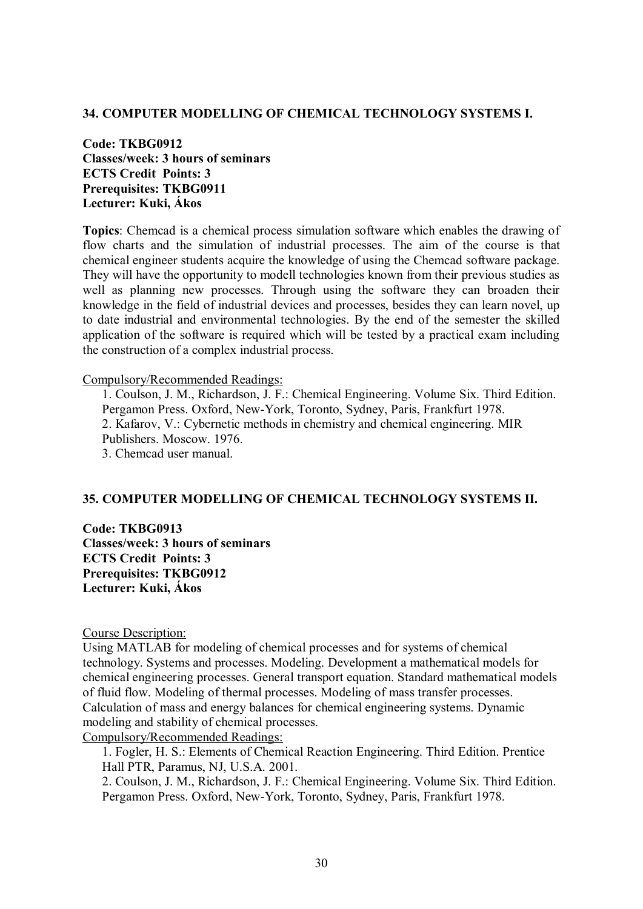### 34. COMPUTER MODELLING OF CHEMICAL TECHNOLOGY SYSTEMS I.

**Code: TKBG0912**
**Classes/week: 3 hours of seminars**
**ECTS Credit Points: 3**
**Prerequisites: TKBG0911**
**Lecturer: Kuki, Ákos**

**Topics**: Chemcad is a chemical process simulation software which enables the drawing of flow charts and the simulation of industrial processes. The aim of the course is that chemical engineer students acquire the knowledge of using the Chemcad software package. They will have the opportunity to modell technologies known from their previous studies as well as planning new processes. Through using the software they can broaden their knowledge in the field of industrial devices and processes, besides they can learn novel, up to date industrial and environmental technologies. By the end of the semester the skilled application of the software is required which will be tested by a practical exam including the construction of a complex industrial process.

Compulsory/Recommended Readings:

1. Coulson, J. M., Richardson, J. F.: Chemical Engineering. Volume Six. Third Edition. Pergamon Press. Oxford, New-York, Toronto, Sydney, Paris, Frankfurt 1978.
2. Kafarov, V.: Cybernetic methods in chemistry and chemical engineering. MIR Publishers. Moscow. 1976.
3. Chemcad user manual.

### 35. COMPUTER MODELLING OF CHEMICAL TECHNOLOGY SYSTEMS II.

**Code: TKBG0913**
**Classes/week: 3 hours of seminars**
**ECTS Credit Points: 3**
**Prerequisites: TKBG0912**
**Lecturer: Kuki, Ákos**

Course Description:

Using MATLAB for modeling of chemical processes and for systems of chemical technology. Systems and processes. Modeling. Development a mathematical models for chemical engineering processes. General transport equation. Standard mathematical models of fluid flow. Modeling of thermal processes. Modeling of mass transfer processes. Calculation of mass and energy balances for chemical engineering systems. Dynamic modeling and stability of chemical processes.

Compulsory/Recommended Readings:

1. Fogler, H. S.: Elements of Chemical Reaction Engineering. Third Edition. Prentice Hall PTR, Paramus, NJ, U.S.A. 2001.
2. Coulson, J. M., Richardson, J. F.: Chemical Engineering. Volume Six. Third Edition. Pergamon Press. Oxford, New-York, Toronto, Sydney, Paris, Frankfurt 1978.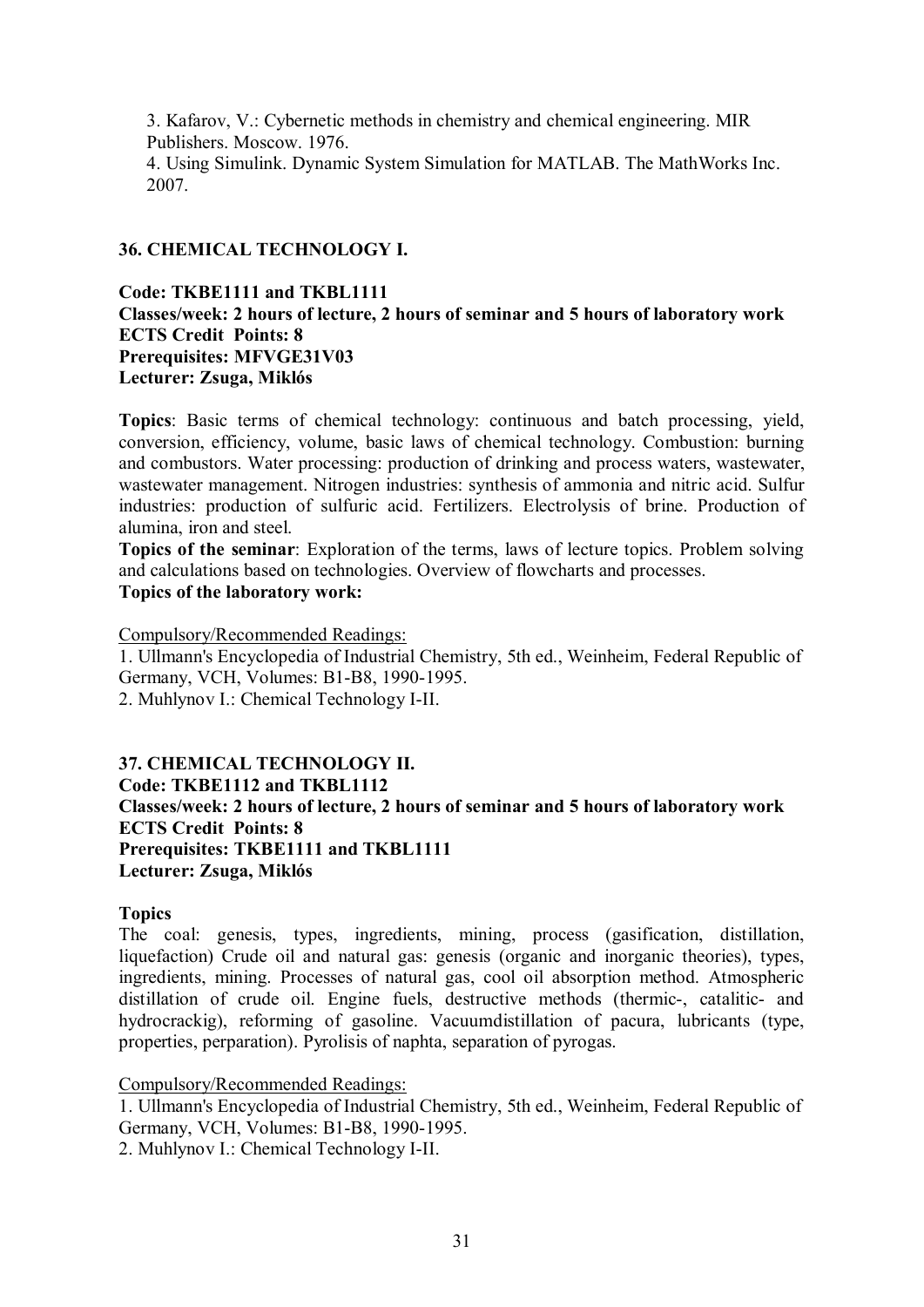3. Kafarov, V.: Cybernetic methods in chemistry and chemical engineering. MIR Publishers. Moscow. 1976.
4. Using Simulink. Dynamic System Simulation for MATLAB. The MathWorks Inc. 2007.

### 36. CHEMICAL TECHNOLOGY I.

**Code: TKBE1111 and TKBL1111**
**Classes/week: 2 hours of lecture, 2 hours of seminar and 5 hours of laboratory work**
**ECTS Credit Points: 8**
**Prerequisites: MFVGE31V03**
**Lecturer: Zsuga, Miklós**

**Topics**: Basic terms of chemical technology: continuous and batch processing, yield, conversion, efficiency, volume, basic laws of chemical technology. Combustion: burning and combustors. Water processing: production of drinking and process waters, wastewater, wastewater management. Nitrogen industries: synthesis of ammonia and nitric acid. Sulfur industries: production of sulfuric acid. Fertilizers. Electrolysis of brine. Production of alumina, iron and steel.
**Topics of the seminar**: Exploration of the terms, laws of lecture topics. Problem solving and calculations based on technologies. Overview of flowcharts and processes.
**Topics of the laboratory work:**

Compulsory/Recommended Readings:
1. Ullmann's Encyclopedia of Industrial Chemistry, 5th ed., Weinheim, Federal Republic of Germany, VCH, Volumes: B1-B8, 1990-1995.
2. Muhlynov I.: Chemical Technology I-II.

### 37. CHEMICAL TECHNOLOGY II.

**Code: TKBE1112 and TKBL1112**
**Classes/week: 2 hours of lecture, 2 hours of seminar and 5 hours of laboratory work**
**ECTS Credit Points: 8**
**Prerequisites: TKBE1111 and TKBL1111**
**Lecturer: Zsuga, Miklós**

**Topics**
The coal: genesis, types, ingredients, mining, process (gasification, distillation, liquefaction) Crude oil and natural gas: genesis (organic and inorganic theories), types, ingredients, mining. Processes of natural gas, cool oil absorption method. Atmospheric distillation of crude oil. Engine fuels, destructive methods (thermic-, catalitic- and hydrocrackig), reforming of gasoline. Vacuumdistillation of pacura, lubricants (type, properties, perparation). Pyrolisis of naphta, separation of pyrogas.

Compulsory/Recommended Readings:
1. Ullmann's Encyclopedia of Industrial Chemistry, 5th ed., Weinheim, Federal Republic of Germany, VCH, Volumes: B1-B8, 1990-1995.
2. Muhlynov I.: Chemical Technology I-II.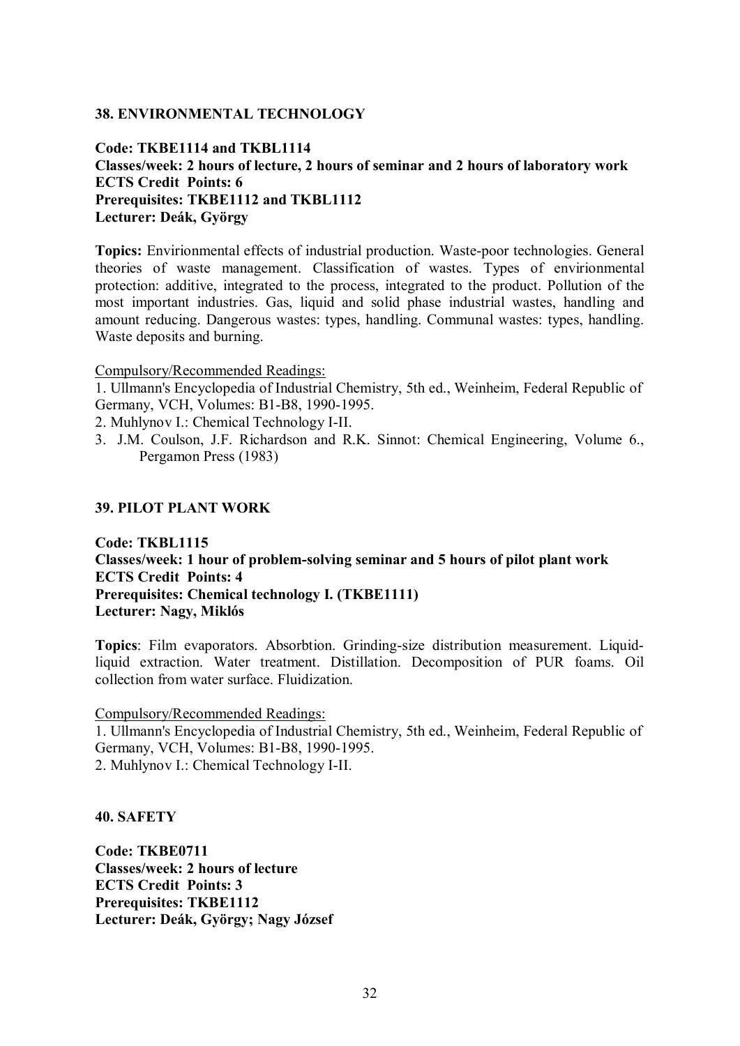### 38. ENVIRONMENTAL TECHNOLOGY

**Code: TKBE1114 and TKBL1114**
**Classes/week: 2 hours of lecture, 2 hours of seminar and 2 hours of laboratory work**
**ECTS Credit Points: 6**
**Prerequisites: TKBE1112 and TKBL1112**
**Lecturer: Deák, György**

**Topics:** Envirionmental effects of industrial production. Waste-poor technologies. General theories of waste management. Classification of wastes. Types of envirionmental protection: additive, integrated to the process, integrated to the product. Pollution of the most important industries. Gas, liquid and solid phase industrial wastes, handling and amount reducing. Dangerous wastes: types, handling. Communal wastes: types, handling. Waste deposits and burning.

Compulsory/Recommended Readings:

1. Ullmann's Encyclopedia of Industrial Chemistry, 5th ed., Weinheim, Federal Republic of Germany, VCH, Volumes: B1-B8, 1990-1995.
2. Muhlynov I.: Chemical Technology I-II.
3. J.M. Coulson, J.F. Richardson and R.K. Sinnot: Chemical Engineering, Volume 6., Pergamon Press (1983)

### 39. PILOT PLANT WORK

**Code: TKBL1115**
**Classes/week: 1 hour of problem-solving seminar and 5 hours of pilot plant work**
**ECTS Credit Points: 4**
**Prerequisites: Chemical technology I. (TKBE1111)**
**Lecturer: Nagy, Miklós**

**Topics**: Film evaporators. Absorbtion. Grinding-size distribution measurement. Liquid-liquid extraction. Water treatment. Distillation. Decomposition of PUR foams. Oil collection from water surface. Fluidization.

Compulsory/Recommended Readings:

1. Ullmann's Encyclopedia of Industrial Chemistry, 5th ed., Weinheim, Federal Republic of Germany, VCH, Volumes: B1-B8, 1990-1995.
2. Muhlynov I.: Chemical Technology I-II.

### 40. SAFETY

**Code: TKBE0711**
**Classes/week: 2 hours of lecture**
**ECTS Credit Points: 3**
**Prerequisites: TKBE1112**
**Lecturer: Deák, György; Nagy József**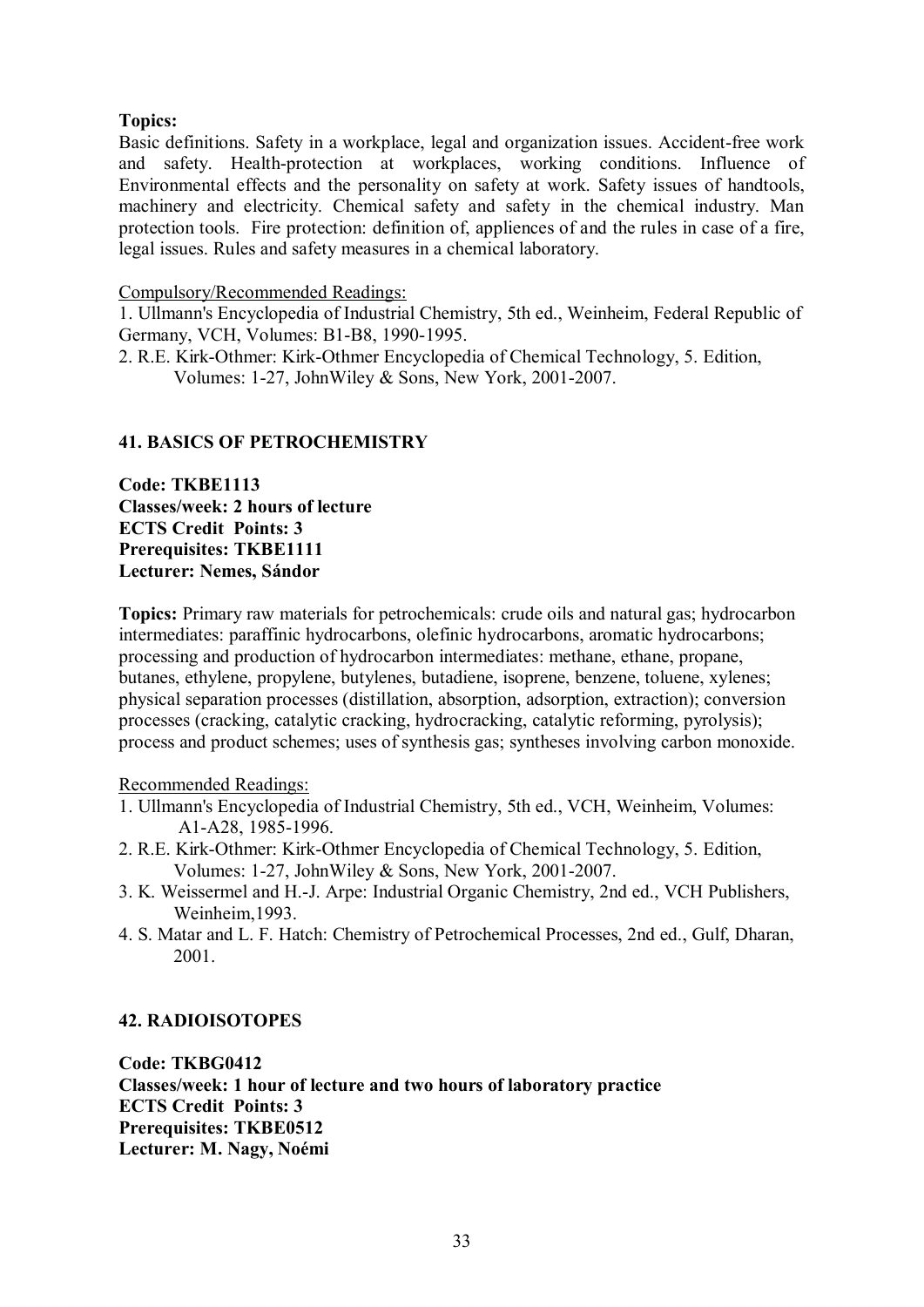**Topics:**
Basic definitions. Safety in a workplace, legal and organization issues. Accident-free work and safety. Health-protection at workplaces, working conditions. Influence of Environmental effects and the personality on safety at work. Safety issues of handtools, machinery and electricity. Chemical safety and safety in the chemical industry. Man protection tools. Fire protection: definition of, appliences of and the rules in case of a fire, legal issues. Rules and safety measures in a chemical laboratory.

Compulsory/Recommended Readings:

1. Ullmann's Encyclopedia of Industrial Chemistry, 5th ed., Weinheim, Federal Republic of Germany, VCH, Volumes: B1-B8, 1990-1995.
2. R.E. Kirk-Othmer: Kirk-Othmer Encyclopedia of Chemical Technology, 5. Edition, Volumes: 1-27, JohnWiley & Sons, New York, 2001-2007.

## 41. BASICS OF PETROCHEMISTRY

**Code: TKBE1113**
**Classes/week: 2 hours of lecture**
**ECTS Credit Points: 3**
**Prerequisites: TKBE1111**
**Lecturer: Nemes, Sándor**

**Topics:** Primary raw materials for petrochemicals: crude oils and natural gas; hydrocarbon intermediates: paraffinic hydrocarbons, olefinic hydrocarbons, aromatic hydrocarbons; processing and production of hydrocarbon intermediates: methane, ethane, propane, butanes, ethylene, propylene, butylenes, butadiene, isoprene, benzene, toluene, xylenes; physical separation processes (distillation, absorption, adsorption, extraction); conversion processes (cracking, catalytic cracking, hydrocracking, catalytic reforming, pyrolysis); process and product schemes; uses of synthesis gas; syntheses involving carbon monoxide.

Recommended Readings:

1. Ullmann's Encyclopedia of Industrial Chemistry, 5th ed., VCH, Weinheim, Volumes: A1-A28, 1985-1996.
2. R.E. Kirk-Othmer: Kirk-Othmer Encyclopedia of Chemical Technology, 5. Edition, Volumes: 1-27, JohnWiley & Sons, New York, 2001-2007.
3. K. Weissermel and H.-J. Arpe: Industrial Organic Chemistry, 2nd ed., VCH Publishers, Weinheim,1993.
4. S. Matar and L. F. Hatch: Chemistry of Petrochemical Processes, 2nd ed., Gulf, Dharan, 2001.

## 42. RADIOISOTOPES

**Code: TKBG0412**
**Classes/week: 1 hour of lecture and two hours of laboratory practice**
**ECTS Credit Points: 3**
**Prerequisites: TKBE0512**
**Lecturer: M. Nagy, Noémi**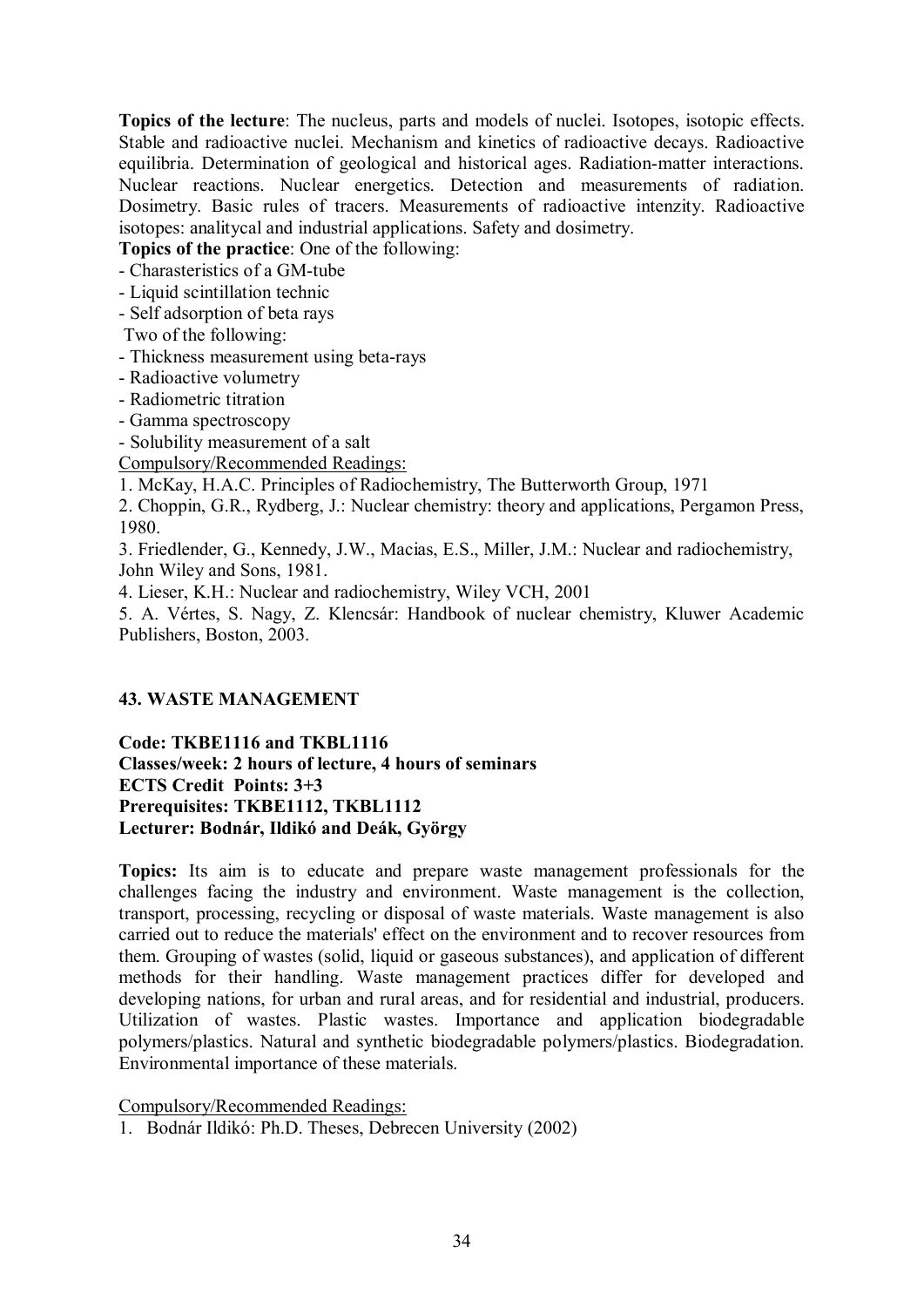**Topics of the lecture**: The nucleus, parts and models of nuclei. Isotopes, isotopic effects. Stable and radioactive nuclei. Mechanism and kinetics of radioactive decays. Radioactive equilibria. Determination of geological and historical ages. Radiation-matter interactions. Nuclear reactions. Nuclear energetics. Detection and measurements of radiation. Dosimetry. Basic rules of tracers. Measurements of radioactive intenzity. Radioactive isotopes: analitycal and industrial applications. Safety and dosimetry.

**Topics of the practice**: One of the following:

- Charasteristics of a GM-tube
- Liquid scintillation technic
- Self adsorption of beta rays

Two of the following:

- Thickness measurement using beta-rays
- Radioactive volumetry
- Radiometric titration
- Gamma spectroscopy
- Solubility measurement of a salt

Compulsory/Recommended Readings:

1. McKay, H.A.C. Principles of Radiochemistry, The Butterworth Group, 1971
2. Choppin, G.R., Rydberg, J.: Nuclear chemistry: theory and applications, Pergamon Press, 1980.
3. Friedlender, G., Kennedy, J.W., Macias, E.S., Miller, J.M.: Nuclear and radiochemistry, John Wiley and Sons, 1981.
4. Lieser, K.H.: Nuclear and radiochemistry, Wiley VCH, 2001
5. A. Vértes, S. Nagy, Z. Klencsár: Handbook of nuclear chemistry, Kluwer Academic Publishers, Boston, 2003.

## 43. WASTE MANAGEMENT

**Code: TKBE1116 and TKBL1116**
**Classes/week: 2 hours of lecture, 4 hours of seminars**
**ECTS Credit Points: 3+3**
**Prerequisites: TKBE1112, TKBL1112**
**Lecturer: Bodnár, Ildikó and Deák, György**

**Topics:** Its aim is to educate and prepare waste management professionals for the challenges facing the industry and environment. Waste management is the collection, transport, processing, recycling or disposal of waste materials. Waste management is also carried out to reduce the materials' effect on the environment and to recover resources from them. Grouping of wastes (solid, liquid or gaseous substances), and application of different methods for their handling. Waste management practices differ for developed and developing nations, for urban and rural areas, and for residential and industrial, producers. Utilization of wastes. Plastic wastes. Importance and application biodegradable polymers/plastics. Natural and synthetic biodegradable polymers/plastics. Biodegradation. Environmental importance of these materials.

Compulsory/Recommended Readings:

1. Bodnár Ildikó: Ph.D. Theses, Debrecen University (2002)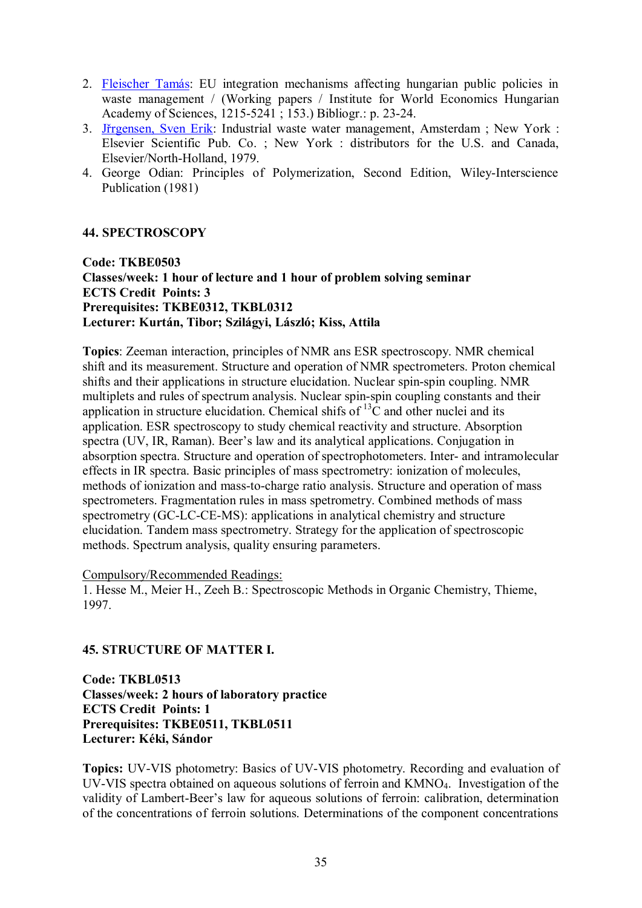2. Fleischer Tamás: EU integration mechanisms affecting hungarian public policies in waste management / (Working papers / Institute for World Economics Hungarian Academy of Sciences, 1215-5241 ; 153.) Bibliogr.: p. 23-24.
3. Jřrgensen, Sven Erik: Industrial waste water management, Amsterdam ; New York : Elsevier Scientific Pub. Co. ; New York : distributors for the U.S. and Canada, Elsevier/North-Holland, 1979.
4. George Odian: Principles of Polymerization, Second Edition, Wiley-Interscience Publication (1981)

## 44. SPECTROSCOPY

**Code: TKBE0503**
**Classes/week: 1 hour of lecture and 1 hour of problem solving seminar**
**ECTS Credit Points: 3**
**Prerequisites: TKBE0312, TKBL0312**
**Lecturer: Kurtán, Tibor; Szilágyi, László; Kiss, Attila**

**Topics**: Zeeman interaction, principles of NMR ans ESR spectroscopy. NMR chemical shift and its measurement. Structure and operation of NMR spectrometers. Proton chemical shifts and their applications in structure elucidation. Nuclear spin-spin coupling. NMR multiplets and rules of spectrum analysis. Nuclear spin-spin coupling constants and their application in structure elucidation. Chemical shifs of $^{13}C$ and other nuclei and its application. ESR spectroscopy to study chemical reactivity and structure. Absorption spectra (UV, IR, Raman). Beer's law and its analytical applications. Conjugation in absorption spectra. Structure and operation of spectrophotometers. Inter- and intramolecular effects in IR spectra. Basic principles of mass spectrometry: ionization of molecules, methods of ionization and mass-to-charge ratio analysis. Structure and operation of mass spectrometers. Fragmentation rules in mass spetrometry. Combined methods of mass spectrometry (GC-LC-CE-MS): applications in analytical chemistry and structure elucidation. Tandem mass spectrometry. Strategy for the application of spectroscopic methods. Spectrum analysis, quality ensuring parameters.

Compulsory/Recommended Readings:
1. Hesse M., Meier H., Zeeh B.: Spectroscopic Methods in Organic Chemistry, Thieme, 1997.

## 45. STRUCTURE OF MATTER I.

**Code: TKBL0513**
**Classes/week: 2 hours of laboratory practice**
**ECTS Credit Points: 1**
**Prerequisites: TKBE0511, TKBL0511**
**Lecturer: Kéki, Sándor**

**Topics:** UV-VIS photometry: Basics of UV-VIS photometry. Recording and evaluation of UV-VIS spectra obtained on aqueous solutions of ferroin and $KMNO_4$. Investigation of the validity of Lambert-Beer's law for aqueous solutions of ferroin: calibration, determination of the concentrations of ferroin solutions. Determinations of the component concentrations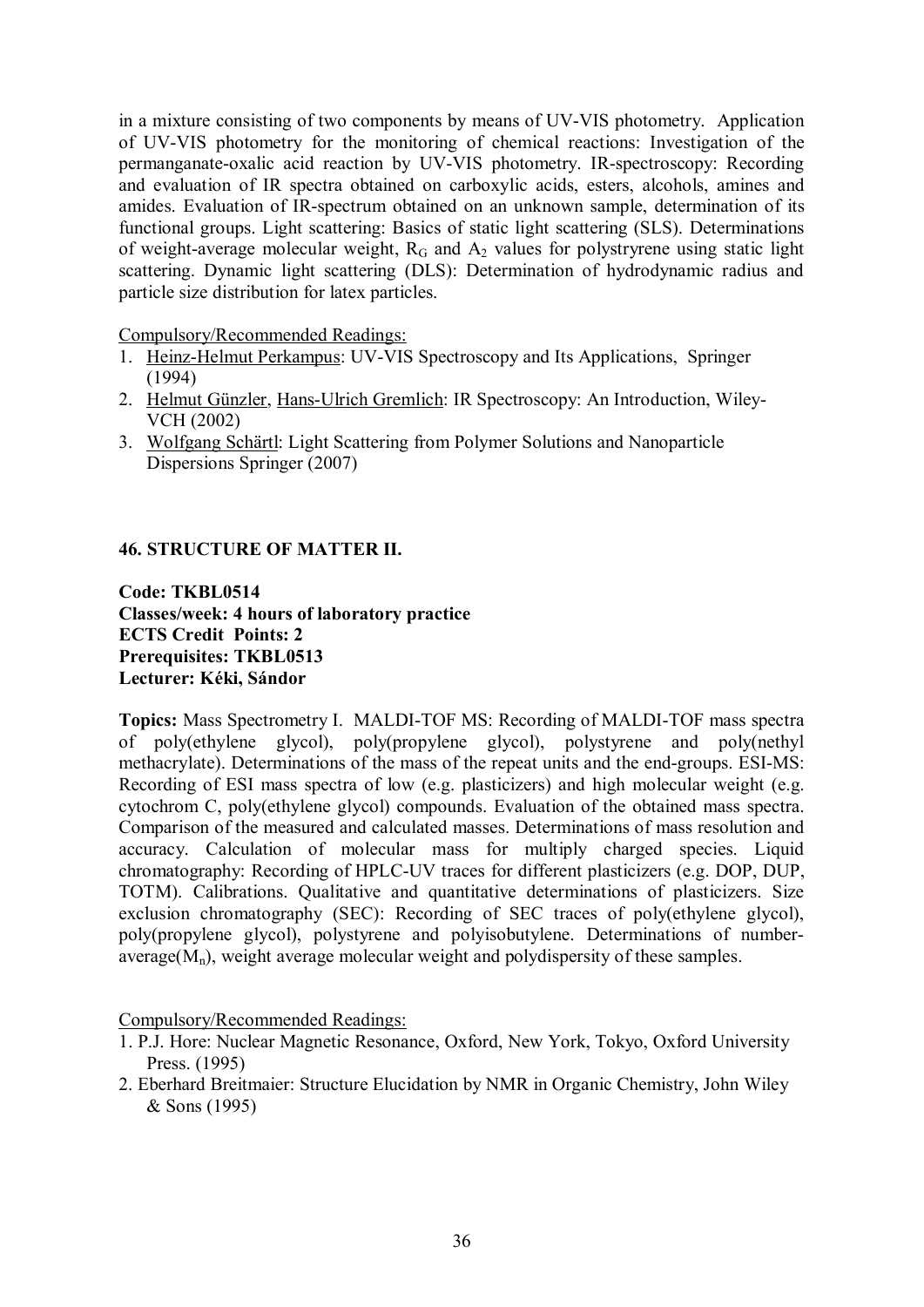in a mixture consisting of two components by means of UV-VIS photometry. Application of UV-VIS photometry for the monitoring of chemical reactions: Investigation of the permanganate-oxalic acid reaction by UV-VIS photometry. IR-spectroscopy: Recording and evaluation of IR spectra obtained on carboxylic acids, esters, alcohols, amines and amides. Evaluation of IR-spectrum obtained on an unknown sample, determination of its functional groups. Light scattering: Basics of static light scattering (SLS). Determinations of weight-average molecular weight, $R_G$ and $A_2$ values for polystryrene using static light scattering. Dynamic light scattering (DLS): Determination of hydrodynamic radius and particle size distribution for latex particles.

Compulsory/Recommended Readings:

1. Heinz-Helmut Perkampus: UV-VIS Spectroscopy and Its Applications, Springer (1994)
2. Helmut Günzler, Hans-Ulrich Gremlich: IR Spectroscopy: An Introduction, Wiley-VCH (2002)
3. Wolfgang Schärtl: Light Scattering from Polymer Solutions and Nanoparticle Dispersions Springer (2007)

## 46. STRUCTURE OF MATTER II.

**Code: TKBL0514**
**Classes/week: 4 hours of laboratory practice**
**ECTS Credit Points: 2**
**Prerequisites: TKBL0513**
**Lecturer: Kéki, Sándor**

**Topics:** Mass Spectrometry I. MALDI-TOF MS: Recording of MALDI-TOF mass spectra of poly(ethylene glycol), poly(propylene glycol), polystyrene and poly(nethyl methacrylate). Determinations of the mass of the repeat units and the end-groups. ESI-MS: Recording of ESI mass spectra of low (e.g. plasticizers) and high molecular weight (e.g. cytochrom C, poly(ethylene glycol) compounds. Evaluation of the obtained mass spectra. Comparison of the measured and calculated masses. Determinations of mass resolution and accuracy. Calculation of molecular mass for multiply charged species. Liquid chromatography: Recording of HPLC-UV traces for different plasticizers (e.g. DOP, DUP, TOTM). Calibrations. Qualitative and quantitative determinations of plasticizers. Size exclusion chromatography (SEC): Recording of SEC traces of poly(ethylene glycol), poly(propylene glycol), polystyrene and polyisobutylene. Determinations of number-average($M_n$), weight average molecular weight and polydispersity of these samples.

Compulsory/Recommended Readings:

1. P.J. Hore: Nuclear Magnetic Resonance, Oxford, New York, Tokyo, Oxford University Press. (1995)
2. Eberhard Breitmaier: Structure Elucidation by NMR in Organic Chemistry, John Wiley & Sons (1995)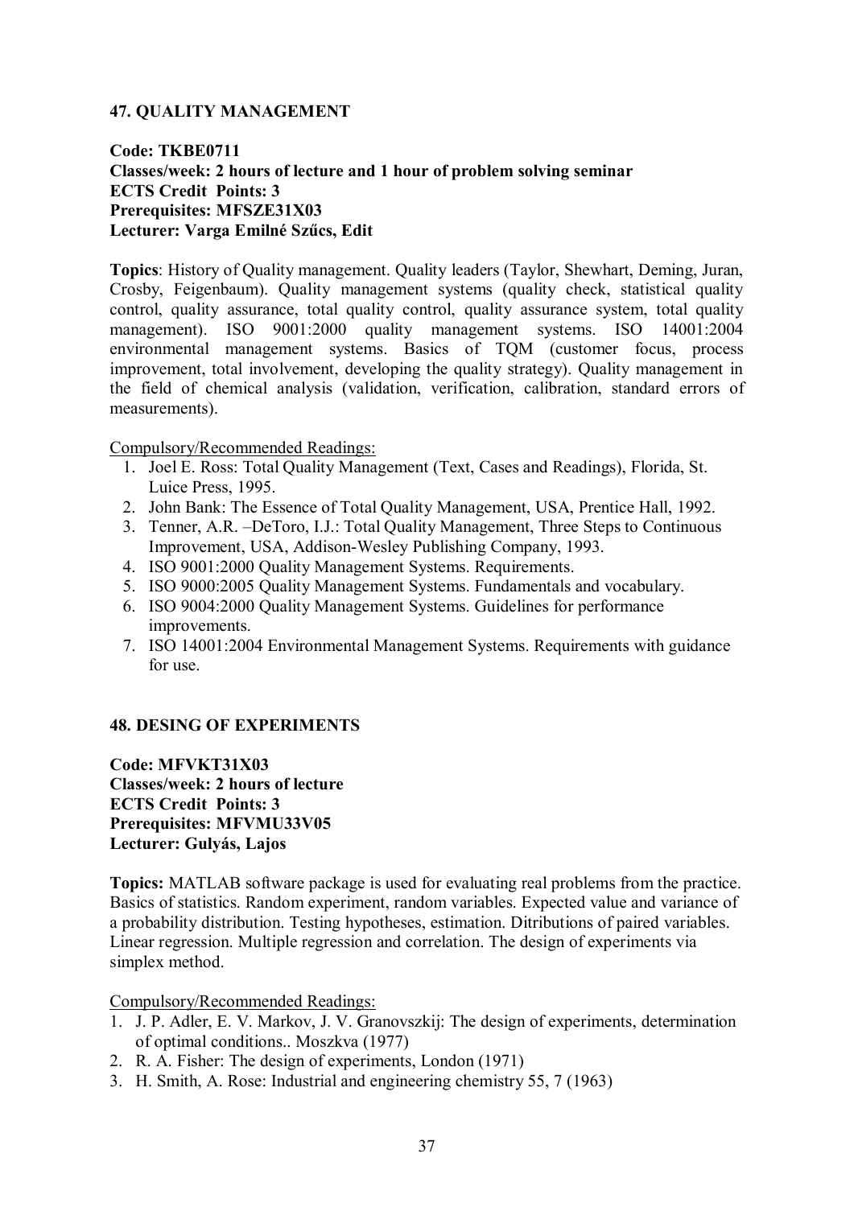## 47. QUALITY MANAGEMENT

**Code: TKBE0711**
**Classes/week: 2 hours of lecture and 1 hour of problem solving seminar**
**ECTS Credit Points: 3**
**Prerequisites: MFSZE31X03**
**Lecturer: Varga Emilné Szűcs, Edit**

**Topics**: History of Quality management. Quality leaders (Taylor, Shewhart, Deming, Juran, Crosby, Feigenbaum). Quality management systems (quality check, statistical quality control, quality assurance, total quality control, quality assurance system, total quality management). ISO 9001:2000 quality management systems. ISO 14001:2004 environmental management systems. Basics of TQM (customer focus, process improvement, total involvement, developing the quality strategy). Quality management in the field of chemical analysis (validation, verification, calibration, standard errors of measurements).

Compulsory/Recommended Readings:

1. Joel E. Ross: Total Quality Management (Text, Cases and Readings), Florida, St. Luice Press, 1995.
2. John Bank: The Essence of Total Quality Management, USA, Prentice Hall, 1992.
3. Tenner, A.R. –DeToro, I.J.: Total Quality Management, Three Steps to Continuous Improvement, USA, Addison-Wesley Publishing Company, 1993.
4. ISO 9001:2000 Quality Management Systems. Requirements.
5. ISO 9000:2005 Quality Management Systems. Fundamentals and vocabulary.
6. ISO 9004:2000 Quality Management Systems. Guidelines for performance improvements.
7. ISO 14001:2004 Environmental Management Systems. Requirements with guidance for use.

## 48. DESING OF EXPERIMENTS

**Code: MFVKT31X03**
**Classes/week: 2 hours of lecture**
**ECTS Credit Points: 3**
**Prerequisites: MFVMU33V05**
**Lecturer: Gulyás, Lajos**

**Topics:** MATLAB software package is used for evaluating real problems from the practice. Basics of statistics. Random experiment, random variables. Expected value and variance of a probability distribution. Testing hypotheses, estimation. Ditributions of paired variables. Linear regression. Multiple regression and correlation. The design of experiments via simplex method.

Compulsory/Recommended Readings:

1. J. P. Adler, E. V. Markov, J. V. Granovszkij: The design of experiments, determination of optimal conditions.. Moszkva (1977)
2. R. A. Fisher: The design of experiments, London (1971)
3. H. Smith, A. Rose: Industrial and engineering chemistry 55, 7 (1963)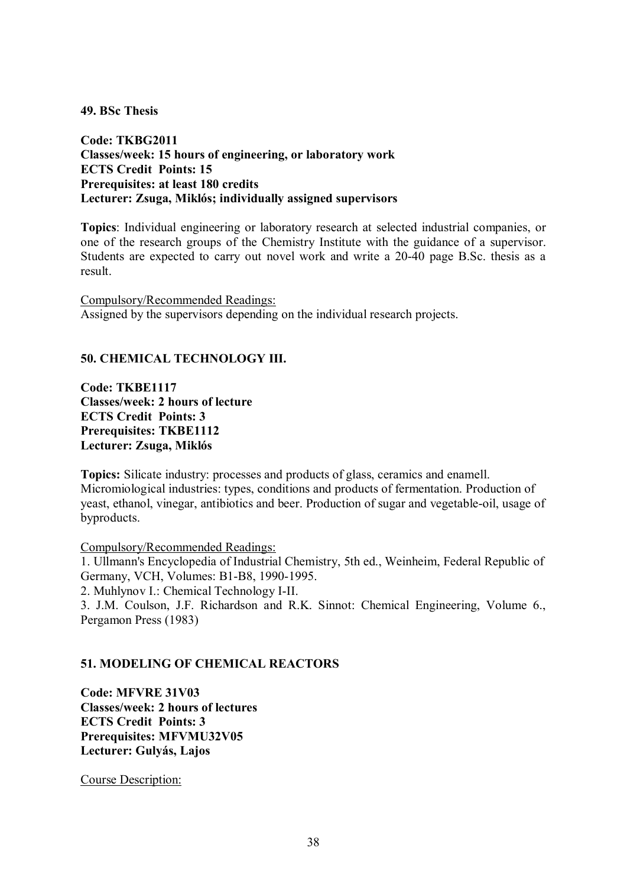## 49. BSc Thesis

**Code: TKBG2011**
**Classes/week: 15 hours of engineering, or laboratory work**
**ECTS Credit Points: 15**
**Prerequisites: at least 180 credits**
**Lecturer: Zsuga, Miklós; individually assigned supervisors**

**Topics**: Individual engineering or laboratory research at selected industrial companies, or one of the research groups of the Chemistry Institute with the guidance of a supervisor. Students are expected to carry out novel work and write a 20-40 page B.Sc. thesis as a result.

Compulsory/Recommended Readings:
Assigned by the supervisors depending on the individual research projects.

## 50. CHEMICAL TECHNOLOGY III.

**Code: TKBE1117**
**Classes/week: 2 hours of lecture**
**ECTS Credit Points: 3**
**Prerequisites: TKBE1112**
**Lecturer: Zsuga, Miklós**

**Topics:** Silicate industry: processes and products of glass, ceramics and enamell. Micromiological industries: types, conditions and products of fermentation. Production of yeast, ethanol, vinegar, antibiotics and beer. Production of sugar and vegetable-oil, usage of byproducts.

Compulsory/Recommended Readings:
1. Ullmann's Encyclopedia of Industrial Chemistry, 5th ed., Weinheim, Federal Republic of Germany, VCH, Volumes: B1-B8, 1990-1995.
2. Muhlynov I.: Chemical Technology I-II.
3. J.M. Coulson, J.F. Richardson and R.K. Sinnot: Chemical Engineering, Volume 6., Pergamon Press (1983)

## 51. MODELING OF CHEMICAL REACTORS

**Code: MFVRE 31V03**
**Classes/week: 2 hours of lectures**
**ECTS Credit Points: 3**
**Prerequisites: MFVMU32V05**
**Lecturer: Gulyás, Lajos**

Course Description: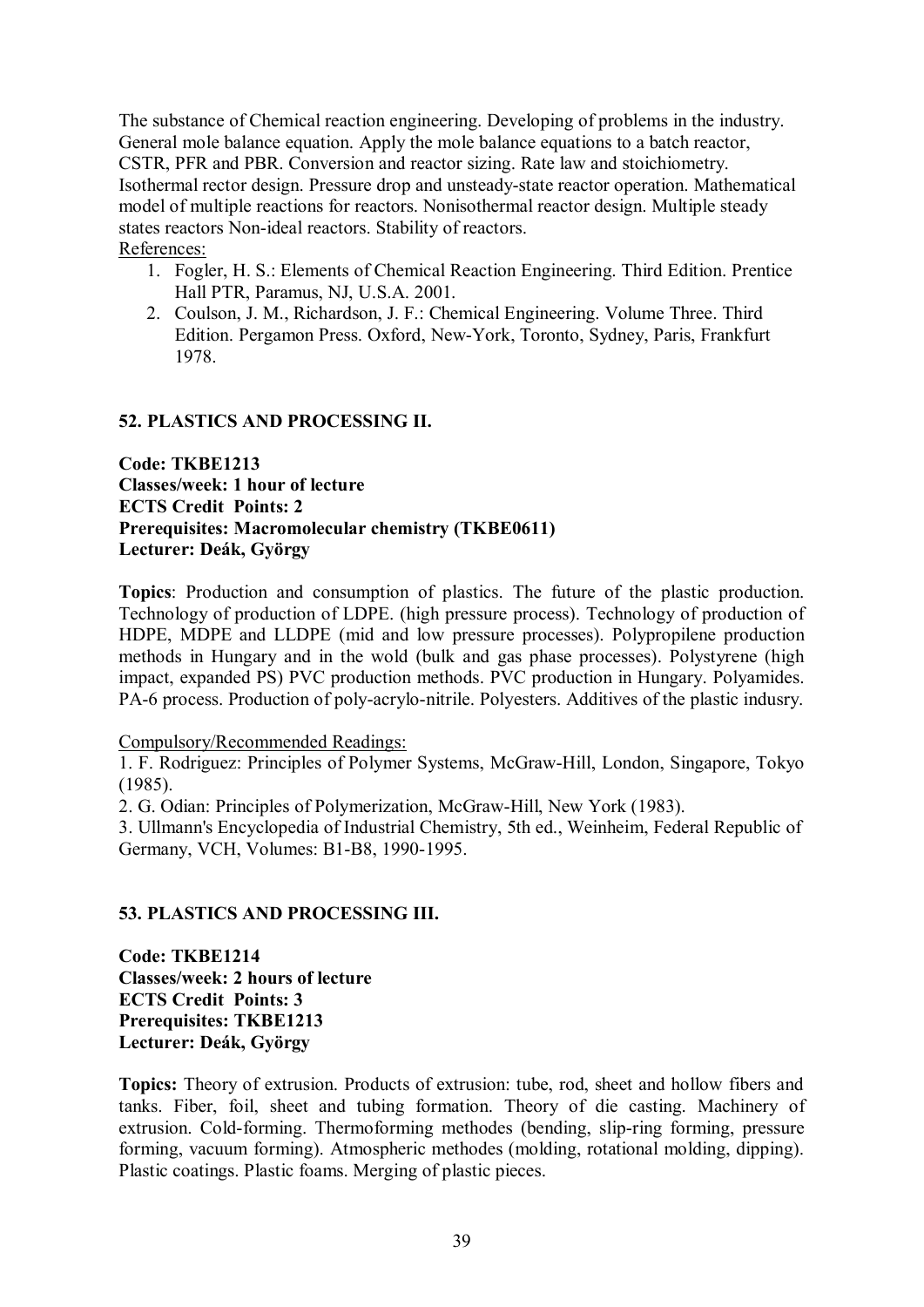The substance of Chemical reaction engineering. Developing of problems in the industry. General mole balance equation. Apply the mole balance equations to a batch reactor, CSTR, PFR and PBR. Conversion and reactor sizing. Rate law and stoichiometry. Isothermal rector design. Pressure drop and unsteady-state reactor operation. Mathematical model of multiple reactions for reactors. Nonisothermal reactor design. Multiple steady states reactors Non-ideal reactors. Stability of reactors.

References:

1. Fogler, H. S.: Elements of Chemical Reaction Engineering. Third Edition. Prentice Hall PTR, Paramus, NJ, U.S.A. 2001.
2. Coulson, J. M., Richardson, J. F.: Chemical Engineering. Volume Three. Third Edition. Pergamon Press. Oxford, New-York, Toronto, Sydney, Paris, Frankfurt 1978.

### 52. PLASTICS AND PROCESSING II.

**Code: TKBE1213**
**Classes/week: 1 hour of lecture**
**ECTS Credit Points: 2**
**Prerequisites: Macromolecular chemistry (TKBE0611)**
**Lecturer: Deák, György**

**Topics**: Production and consumption of plastics. The future of the plastic production. Technology of production of LDPE. (high pressure process). Technology of production of HDPE, MDPE and LLDPE (mid and low pressure processes). Polypropilene production methods in Hungary and in the wold (bulk and gas phase processes). Polystyrene (high impact, expanded PS) PVC production methods. PVC production in Hungary. Polyamides. PA-6 process. Production of poly-acrylo-nitrile. Polyesters. Additives of the plastic indusry.

Compulsory/Recommended Readings:

1. F. Rodriguez: Principles of Polymer Systems, McGraw-Hill, London, Singapore, Tokyo (1985).
2. G. Odian: Principles of Polymerization, McGraw-Hill, New York (1983).
3. Ullmann's Encyclopedia of Industrial Chemistry, 5th ed., Weinheim, Federal Republic of Germany, VCH, Volumes: B1-B8, 1990-1995.

### 53. PLASTICS AND PROCESSING III.

**Code: TKBE1214**
**Classes/week: 2 hours of lecture**
**ECTS Credit Points: 3**
**Prerequisites: TKBE1213**
**Lecturer: Deák, György**

**Topics:** Theory of extrusion. Products of extrusion: tube, rod, sheet and hollow fibers and tanks. Fiber, foil, sheet and tubing formation. Theory of die casting. Machinery of extrusion. Cold-forming. Thermoforming methodes (bending, slip-ring forming, pressure forming, vacuum forming). Atmospheric methodes (molding, rotational molding, dipping). Plastic coatings. Plastic foams. Merging of plastic pieces.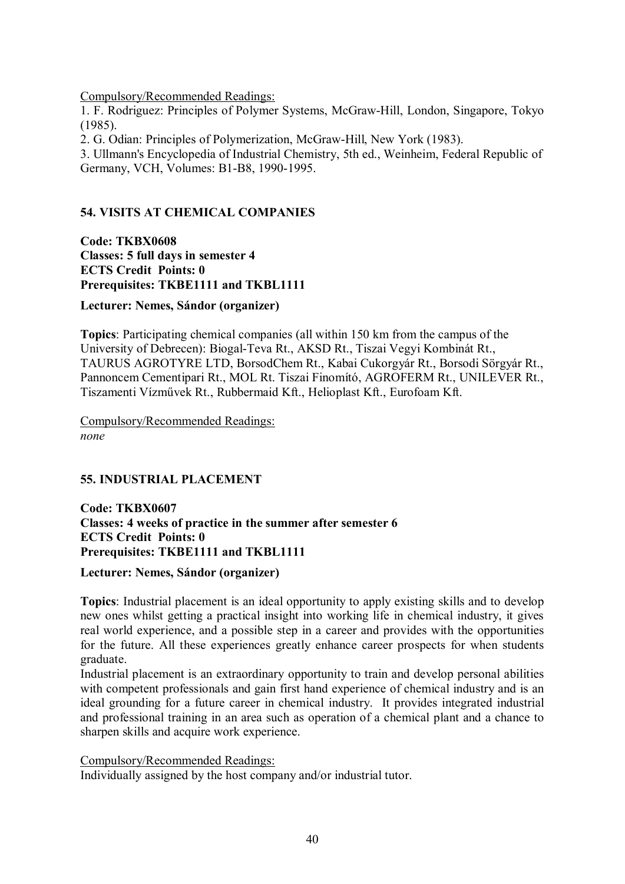Compulsory/Recommended Readings:

1. F. Rodriguez: Principles of Polymer Systems, McGraw-Hill, London, Singapore, Tokyo (1985).
2. G. Odian: Principles of Polymerization, McGraw-Hill, New York (1983).
3. Ullmann's Encyclopedia of Industrial Chemistry, 5th ed., Weinheim, Federal Republic of Germany, VCH, Volumes: B1-B8, 1990-1995.

## 54. VISITS AT CHEMICAL COMPANIES

**Code: TKBX0608**
**Classes: 5 full days in semester 4**
**ECTS Credit Points: 0**
**Prerequisites: TKBE1111 and TKBL1111**

**Lecturer: Nemes, Sándor (organizer)**

**Topics**: Participating chemical companies (all within 150 km from the campus of the University of Debrecen): Biogal-Teva Rt., AKSD Rt., Tiszai Vegyi Kombinát Rt., TAURUS AGROTYRE LTD, BorsodChem Rt., Kabai Cukorgyár Rt., Borsodi Sörgyár Rt., Pannoncem Cementipari Rt., MOL Rt. Tiszai Finomító, AGROFERM Rt., UNILEVER Rt., Tiszamenti Vízművek Rt., Rubbermaid Kft., Helioplast Kft., Eurofoam Kft.

Compulsory/Recommended Readings:
*none*

## 55. INDUSTRIAL PLACEMENT

**Code: TKBX0607**
**Classes: 4 weeks of practice in the summer after semester 6**
**ECTS Credit Points: 0**
**Prerequisites: TKBE1111 and TKBL1111**

**Lecturer: Nemes, Sándor (organizer)**

**Topics**: Industrial placement is an ideal opportunity to apply existing skills and to develop new ones whilst getting a practical insight into working life in chemical industry, it gives real world experience, and a possible step in a career and provides with the opportunities for the future. All these experiences greatly enhance career prospects for when students graduate.

Industrial placement is an extraordinary opportunity to train and develop personal abilities with competent professionals and gain first hand experience of chemical industry and is an ideal grounding for a future career in chemical industry. It provides integrated industrial and professional training in an area such as operation of a chemical plant and a chance to sharpen skills and acquire work experience.

Compulsory/Recommended Readings:
Individually assigned by the host company and/or industrial tutor.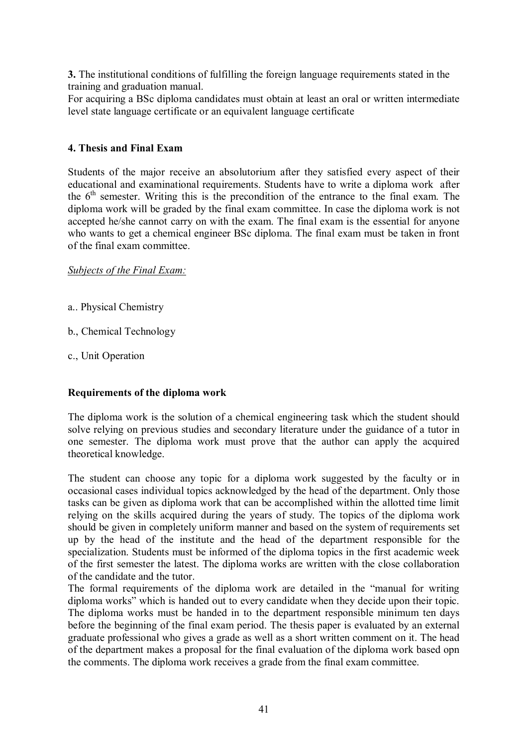**3.** The institutional conditions of fulfilling the foreign language requirements stated in the training and graduation manual.
For acquiring a BSc diploma candidates must obtain at least an oral or written intermediate level state language certificate or an equivalent language certificate

**4. Thesis and Final Exam**

Students of the major receive an absolutorium after they satisfied every aspect of their educational and examinational requirements. Students have to write a diploma work after the 6th semester. Writing this is the precondition of the entrance to the final exam. The diploma work will be graded by the final exam committee. In case the diploma work is not accepted he/she cannot carry on with the exam. The final exam is the essential for anyone who wants to get a chemical engineer BSc diploma. The final exam must be taken in front of the final exam committee.

*Subjects of the Final Exam:*

a.. Physical Chemistry

b., Chemical Technology

c., Unit Operation

**Requirements of the diploma work**

The diploma work is the solution of a chemical engineering task which the student should solve relying on previous studies and secondary literature under the guidance of a tutor in one semester. The diploma work must prove that the author can apply the acquired theoretical knowledge.

The student can choose any topic for a diploma work suggested by the faculty or in occasional cases individual topics acknowledged by the head of the department. Only those tasks can be given as diploma work that can be accomplished within the allotted time limit relying on the skills acquired during the years of study. The topics of the diploma work should be given in completely uniform manner and based on the system of requirements set up by the head of the institute and the head of the department responsible for the specialization. Students must be informed of the diploma topics in the first academic week of the first semester the latest. The diploma works are written with the close collaboration of the candidate and the tutor.
The formal requirements of the diploma work are detailed in the "manual for writing diploma works" which is handed out to every candidate when they decide upon their topic. The diploma works must be handed in to the department responsible minimum ten days before the beginning of the final exam period. The thesis paper is evaluated by an external graduate professional who gives a grade as well as a short written comment on it. The head of the department makes a proposal for the final evaluation of the diploma work based opn the comments. The diploma work receives a grade from the final exam committee.